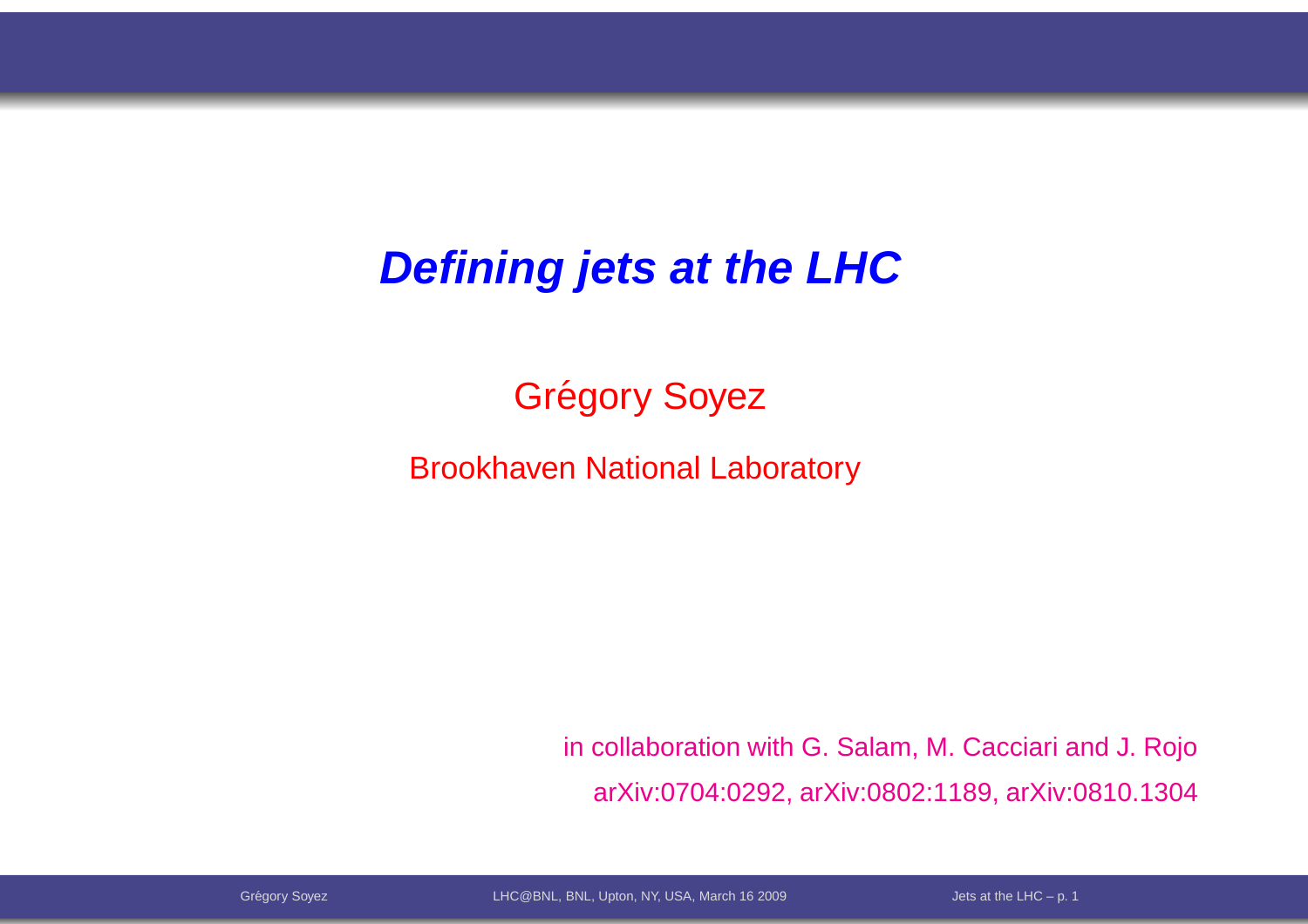# *Defining jets at the LHC*

Grégory Soyez

Brookhaven National Laboratory

in collaboration with G. Salam, M. Cacciari and J. Rojo

arXiv:0704:0292, arXiv:0802:1189, arXiv:0810.1304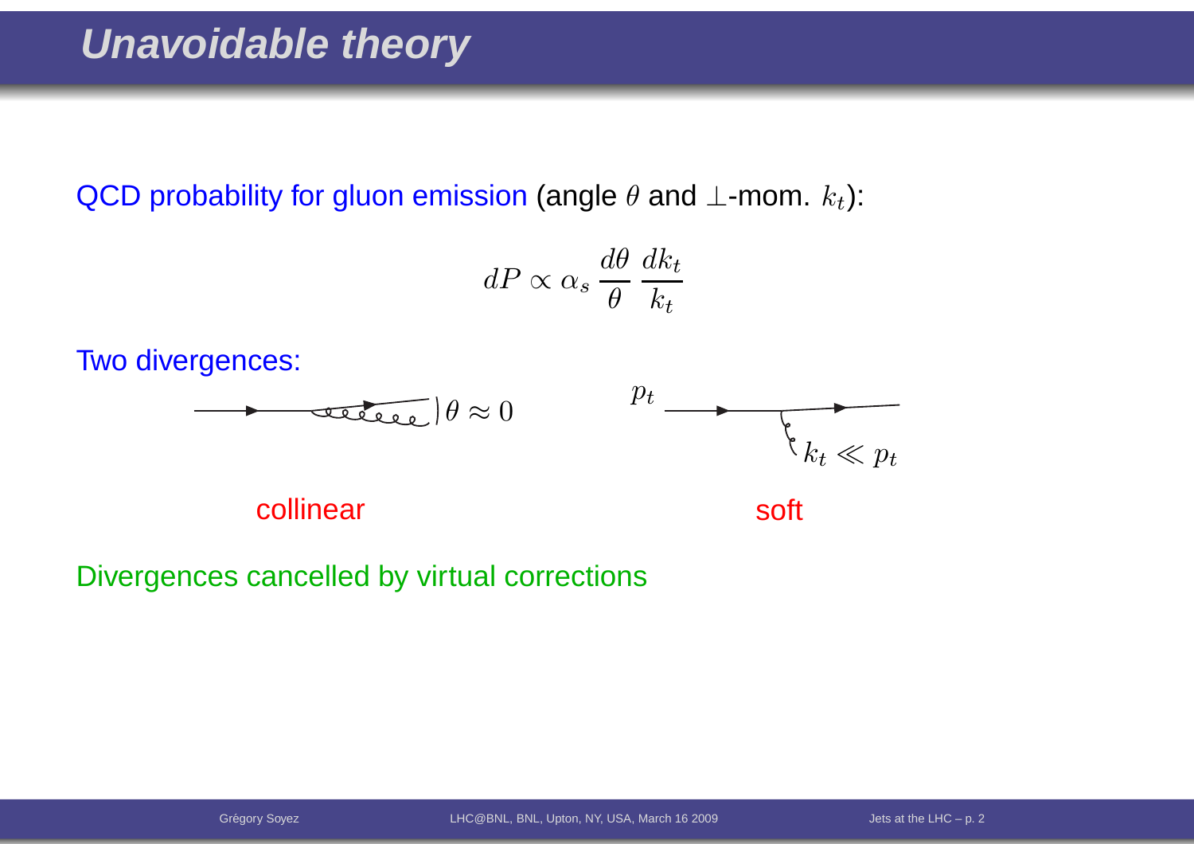# Unavoidable theory

QCD probability for gluon emission (angle $\theta$ and $\perp$-mom. $k_t$):

$$dP \propto \alpha_s \frac{d\theta}{\theta} \frac{dk_t}{k_t}$$

Two divergences:

$\theta \approx 0$ — collinear

$p_t$, $k_t \ll p_t$ — soft

Divergences cancelled by virtual corrections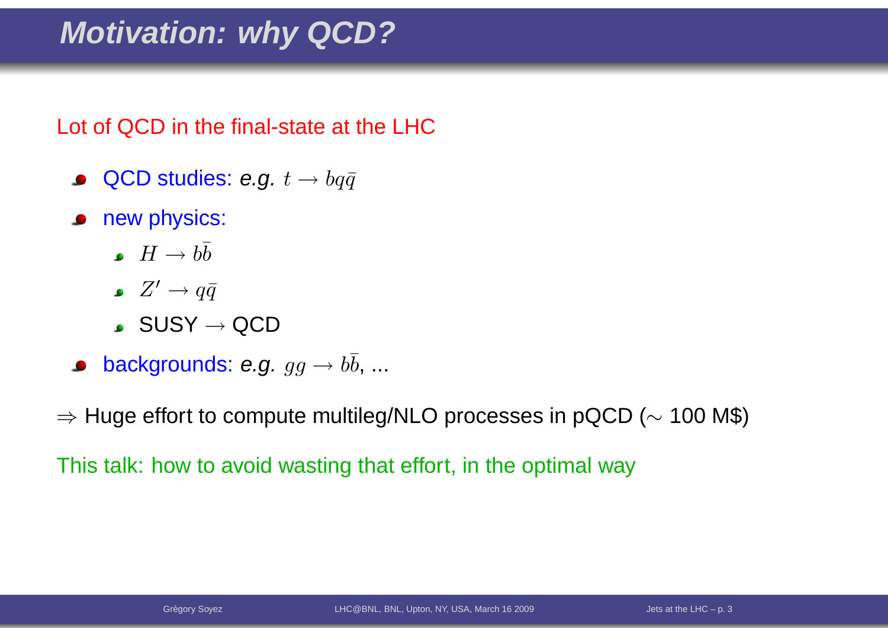# Motivation: why QCD?

Lot of QCD in the final-state at the LHC

- QCD studies: *e.g.* $t \to bq\bar{q}$
- new physics:
  - $H \to b\bar{b}$
  - $Z' \to q\bar{q}$
  - SUSY $\to$ QCD
- backgrounds: *e.g.* $gg \to b\bar{b}$, ...

$\Rightarrow$ Huge effort to compute multileg/NLO processes in pQCD ($\sim$ 100 M$)

This talk: how to avoid wasting that effort, in the optimal way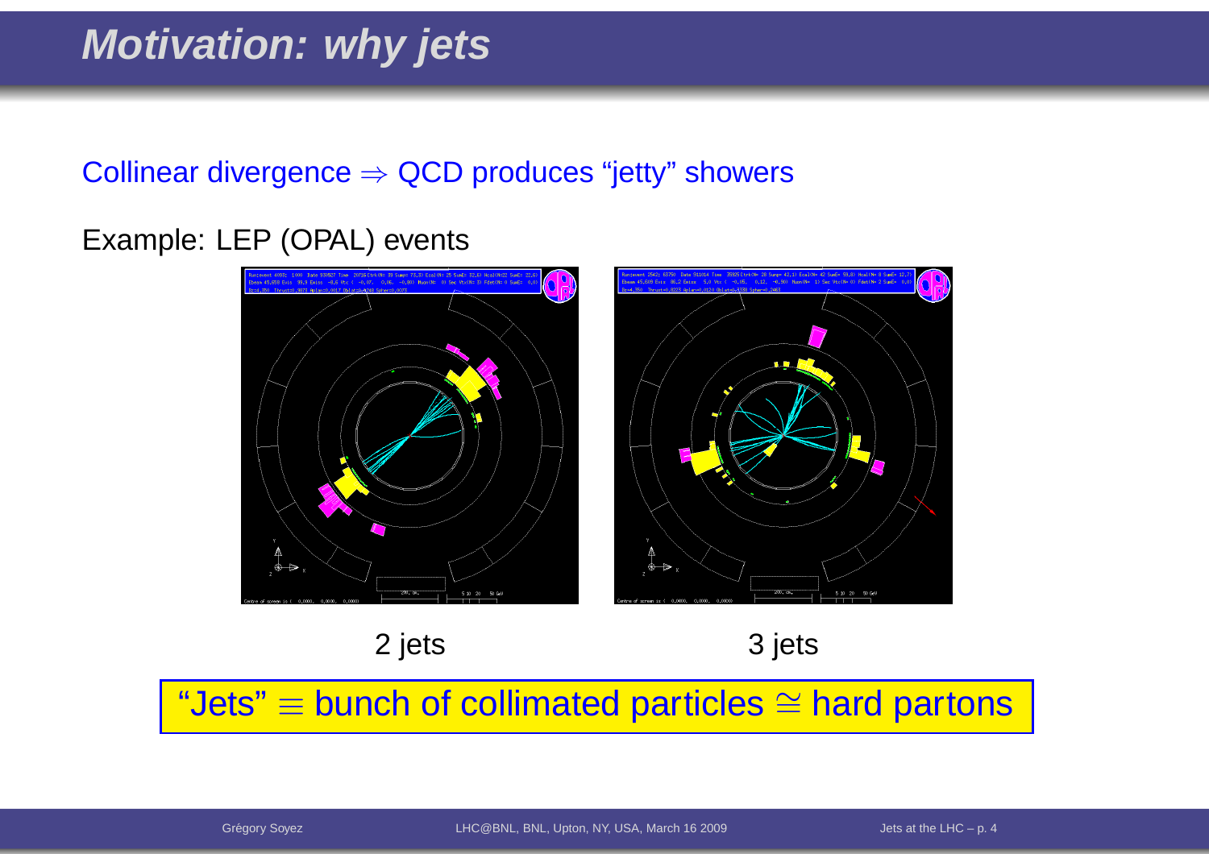# Motivation: why jets

Collinear divergence $\Rightarrow$ QCD produces "jetty" showers

Example: LEP (OPAL) events

2 jets

3 jets

"Jets" $\equiv$ bunch of collimated particles $\cong$ hard partons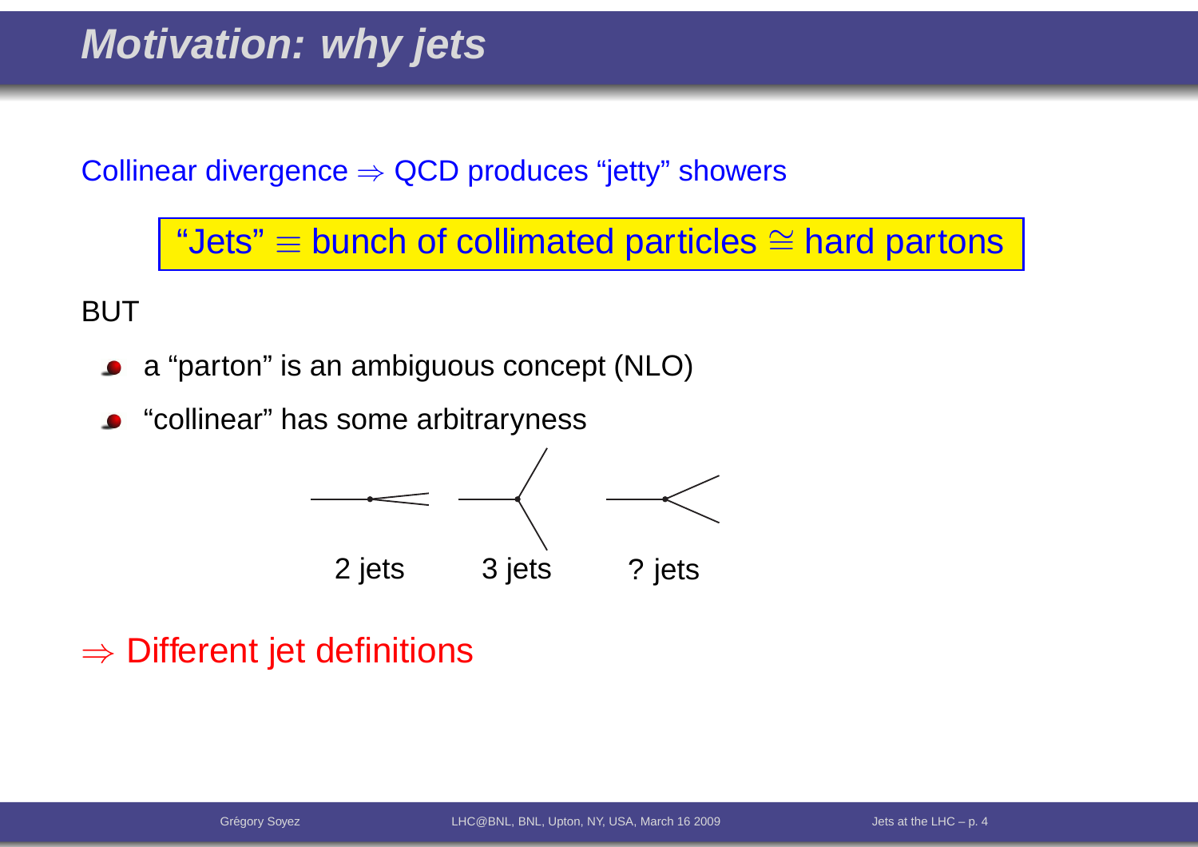# Motivation: why jets

Collinear divergence $\Rightarrow$ QCD produces "jetty" showers

**"Jets" $\equiv$ bunch of collimated particles $\cong$ hard partons**

BUT

- a "parton" is an ambiguous concept (NLO)
- "collinear" has some arbitraryness

2 jets 3 jets ? jets

$\Rightarrow$ Different jet definitions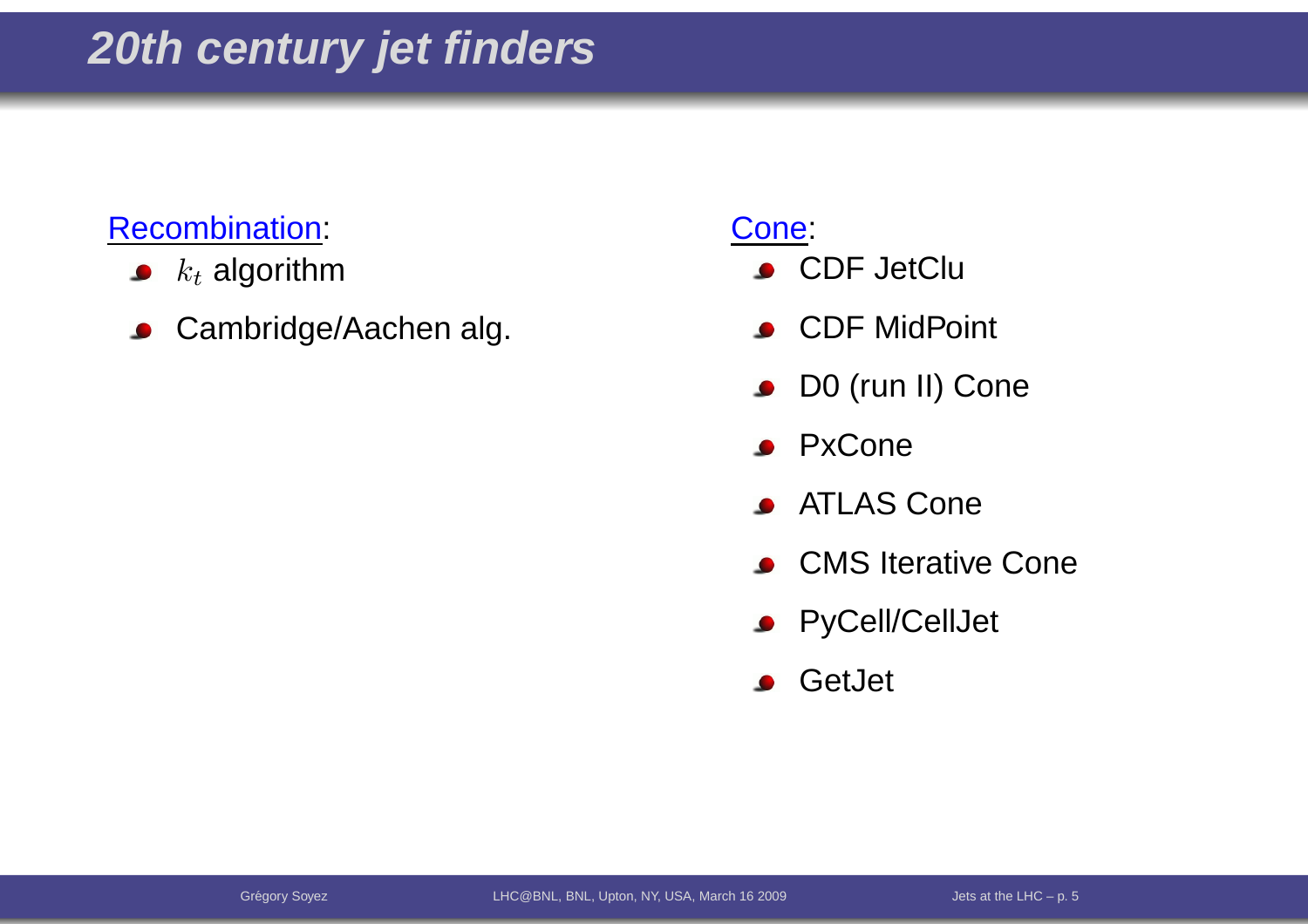# 20th century jet finders

Recombination:

- $k_t$ algorithm
- Cambridge/Aachen alg.

Cone:

- CDF JetClu
- CDF MidPoint
- D0 (run II) Cone
- PxCone
- ATLAS Cone
- CMS Iterative Cone
- PyCell/CellJet
- GetJet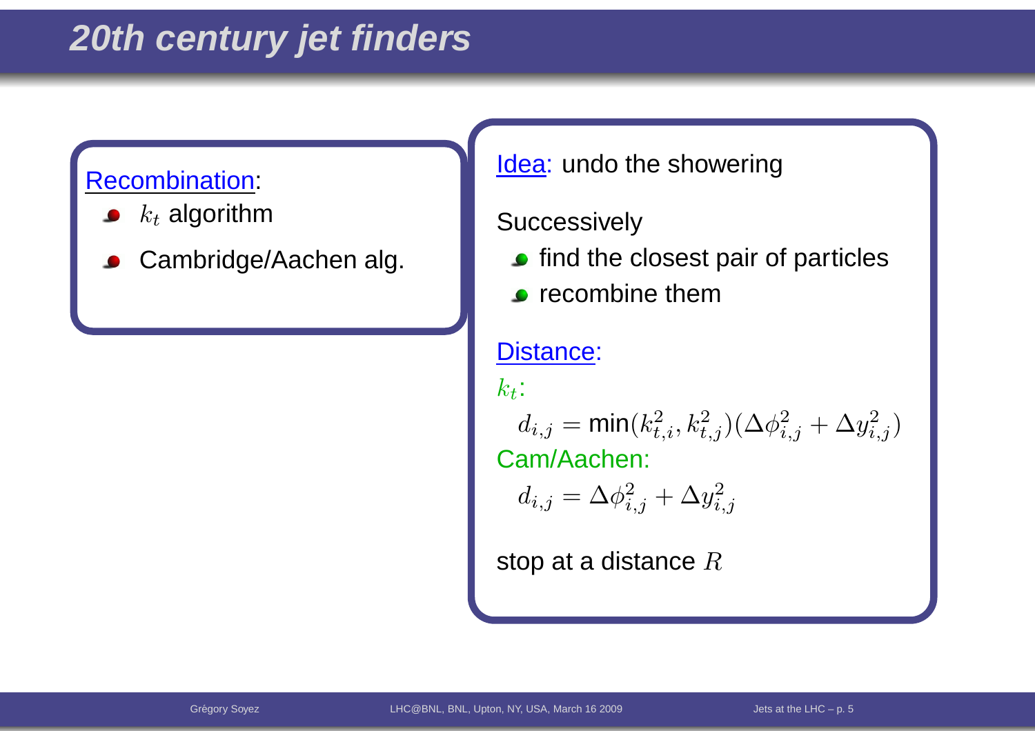# 20th century jet finders

Recombination:

- $k_t$ algorithm
- Cambridge/Aachen alg.

Idea: undo the showering

Successively

- find the closest pair of particles
- recombine them

Distance:

$k_t$:

$$d_{i,j} = \min(k_{t,i}^2, k_{t,j}^2)(\Delta\phi_{i,j}^2 + \Delta y_{i,j}^2)$$

Cam/Aachen:

$$d_{i,j} = \Delta\phi_{i,j}^2 + \Delta y_{i,j}^2$$

stop at a distance $R$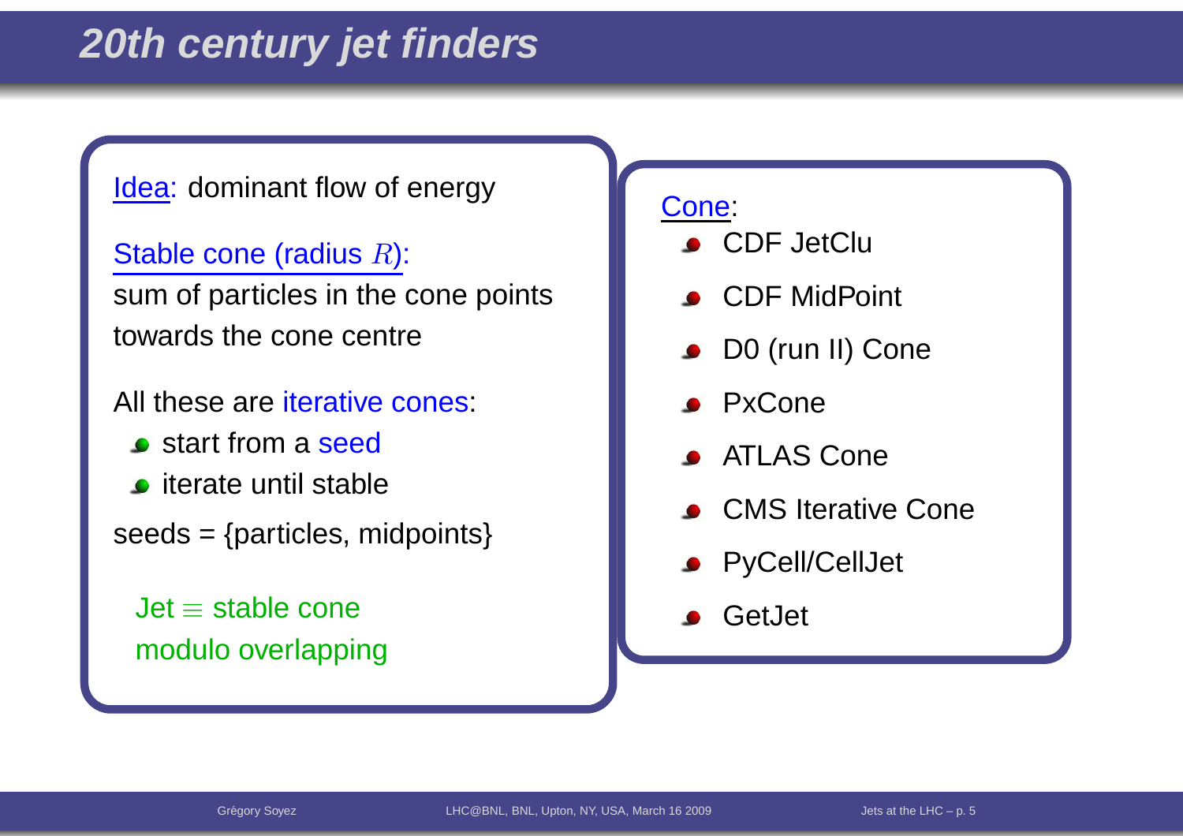# 20th century jet finders

Idea: dominant flow of energy

Stable cone (radius $R$):
sum of particles in the cone points towards the cone centre

All these are iterative cones:

- start from a seed
- iterate until stable

seeds = {particles, midpoints}

Jet $\equiv$ stable cone modulo overlapping

Cone:

- CDF JetClu
- CDF MidPoint
- D0 (run II) Cone
- PxCone
- ATLAS Cone
- CMS Iterative Cone
- PyCell/CellJet
- GetJet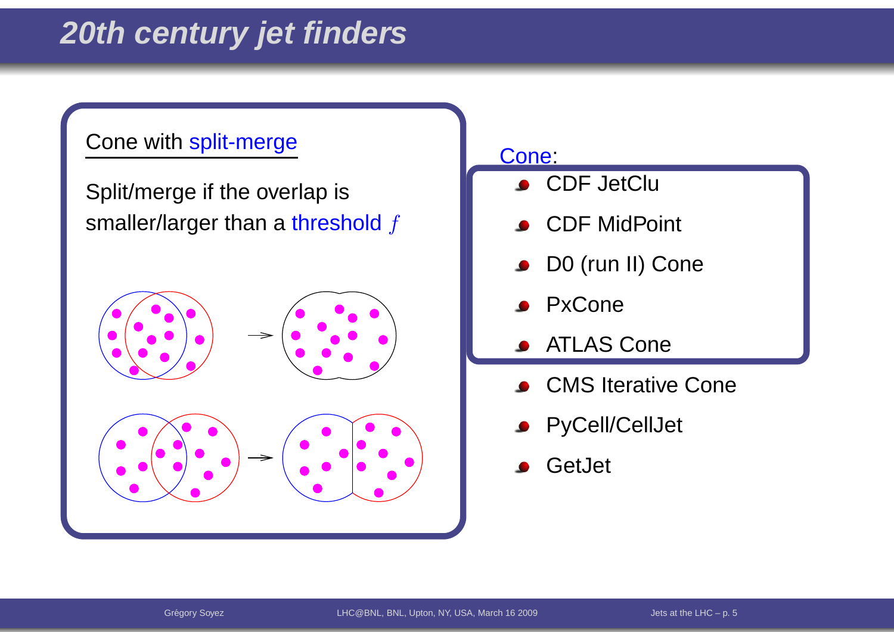# 20th century jet finders

Cone with split-merge

Split/merge if the overlap is smaller/larger than a threshold $f$

Cone:

- CDF JetClu
- CDF MidPoint
- D0 (run II) Cone
- PxCone
- ATLAS Cone
- CMS Iterative Cone
- PyCell/CellJet
- GetJet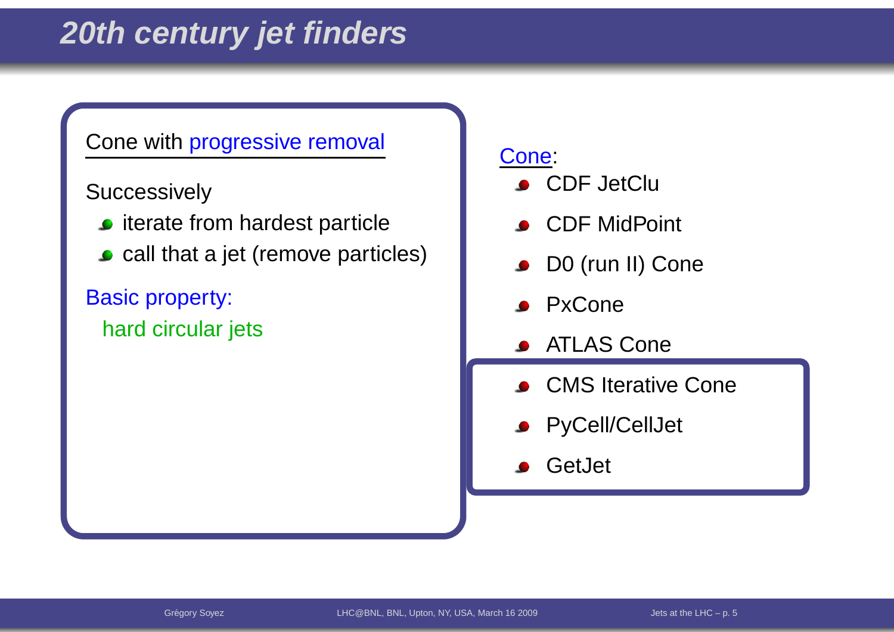# 20th century jet finders

Cone with progressive removal

Successively

- iterate from hardest particle
- call that a jet (remove particles)

Basic property:

hard circular jets

Cone:

- CDF JetClu
- CDF MidPoint
- D0 (run II) Cone
- PxCone
- ATLAS Cone
- CMS Iterative Cone
- PyCell/CellJet
- GetJet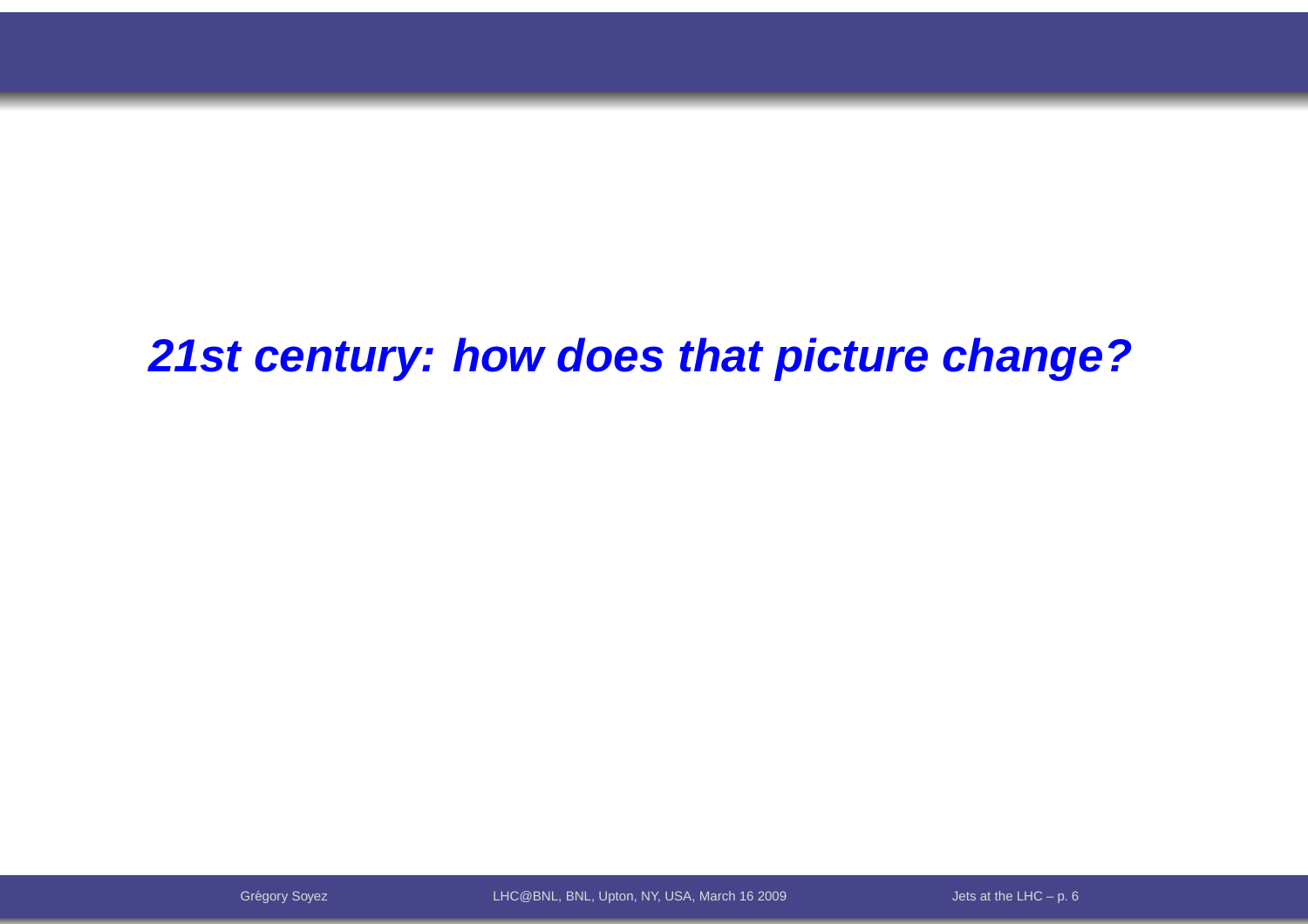***21st century: how does that picture change?***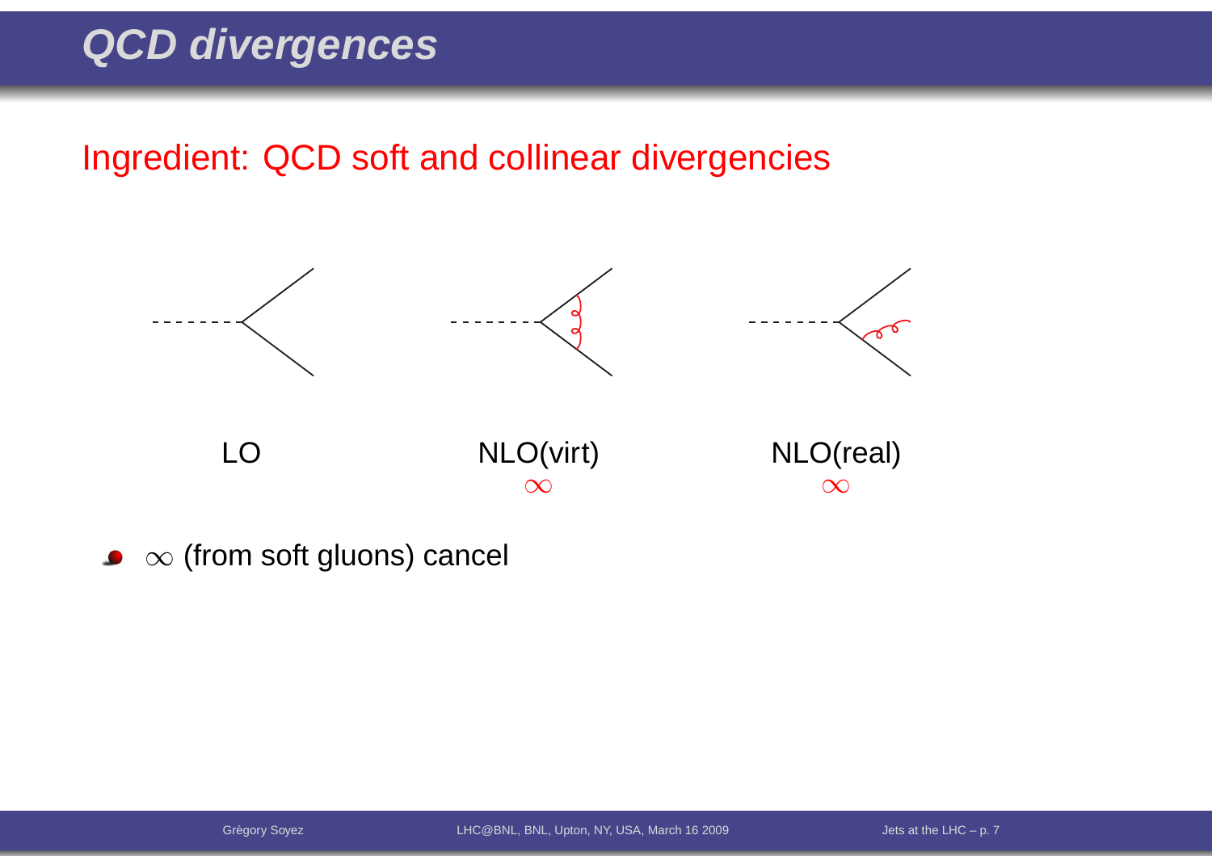# QCD divergences

Ingredient: QCD soft and collinear divergencies

LO

NLO(virt)
$\infty$

NLO(real)
$\infty$

- $\infty$ (from soft gluons) cancel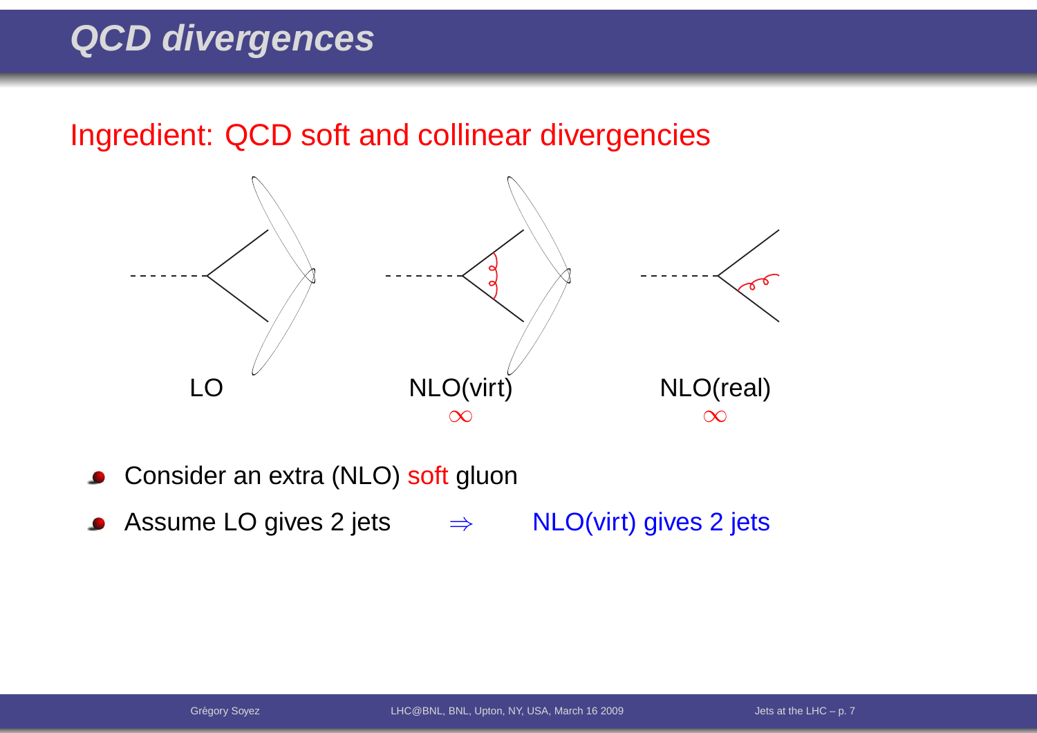# QCD divergences

Ingredient: QCD soft and collinear divergencies

LO NLO(virt) NLO(real)

$\infty$ $\infty$

- Consider an extra (NLO) soft gluon
- Assume LO gives 2 jets $\Rightarrow$ NLO(virt) gives 2 jets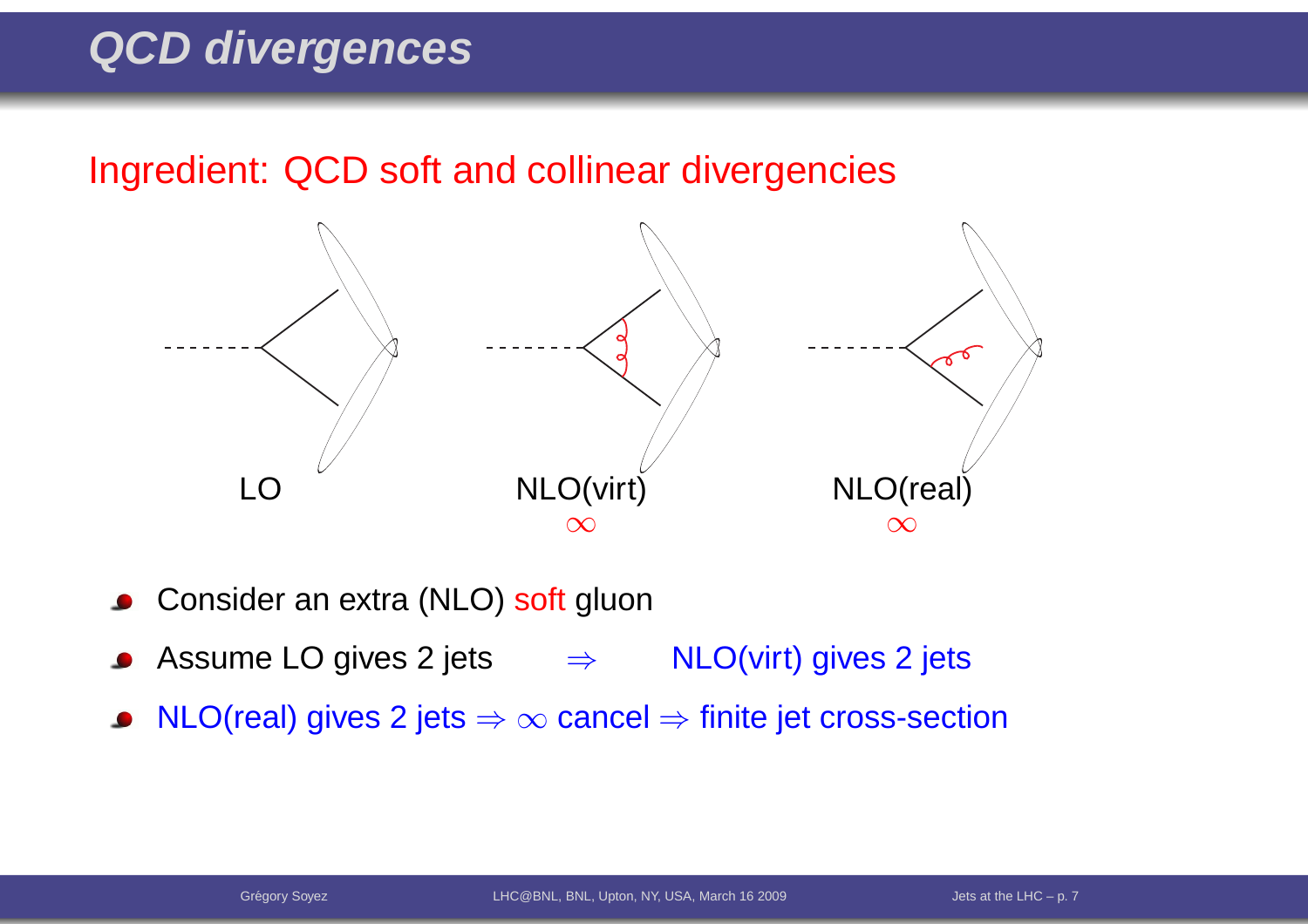# QCD divergences

## Ingredient: QCD soft and collinear divergencies

LO

NLO(virt)
$\infty$

NLO(real)
$\infty$

- Consider an extra (NLO) soft gluon
- Assume LO gives 2 jets $\Rightarrow$ NLO(virt) gives 2 jets
- NLO(real) gives 2 jets $\Rightarrow$ $\infty$ cancel $\Rightarrow$ finite jet cross-section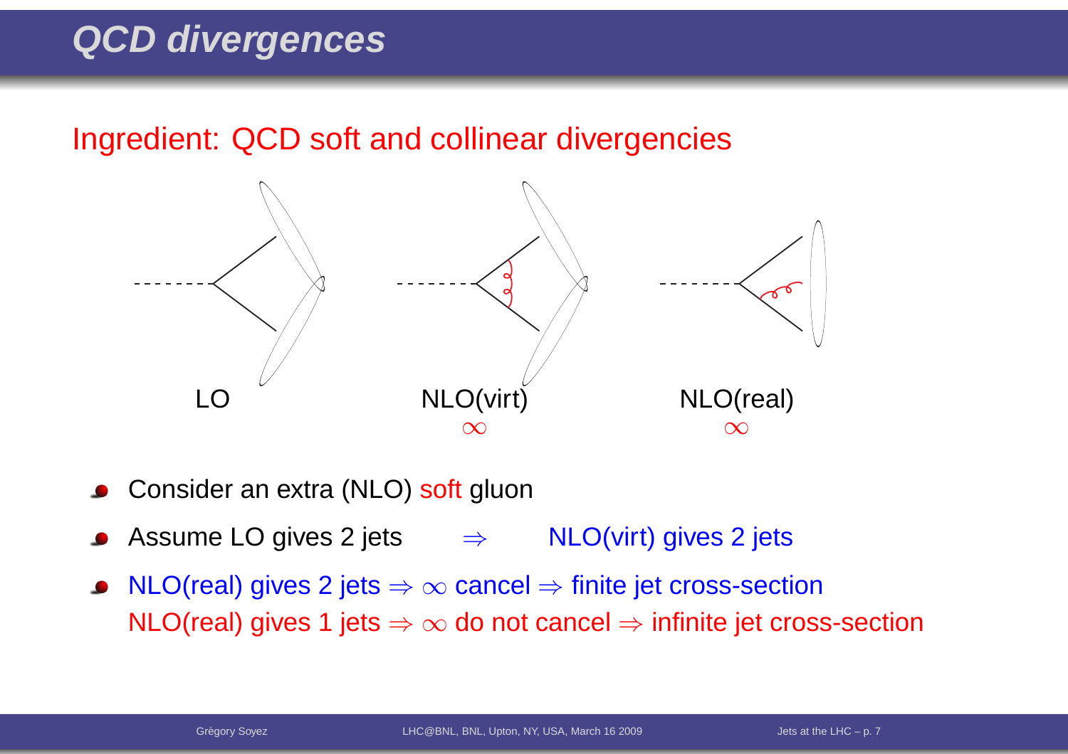# QCD divergences

Ingredient: QCD soft and collinear divergencies

LO

NLO(virt)

$\infty$

NLO(real)

$\infty$

- Consider an extra (NLO) soft gluon
- Assume LO gives 2 jets $\Rightarrow$ NLO(virt) gives 2 jets
- NLO(real) gives 2 jets $\Rightarrow$ $\infty$ cancel $\Rightarrow$ finite jet cross-section
  NLO(real) gives 1 jets $\Rightarrow$ $\infty$ do not cancel $\Rightarrow$ infinite jet cross-section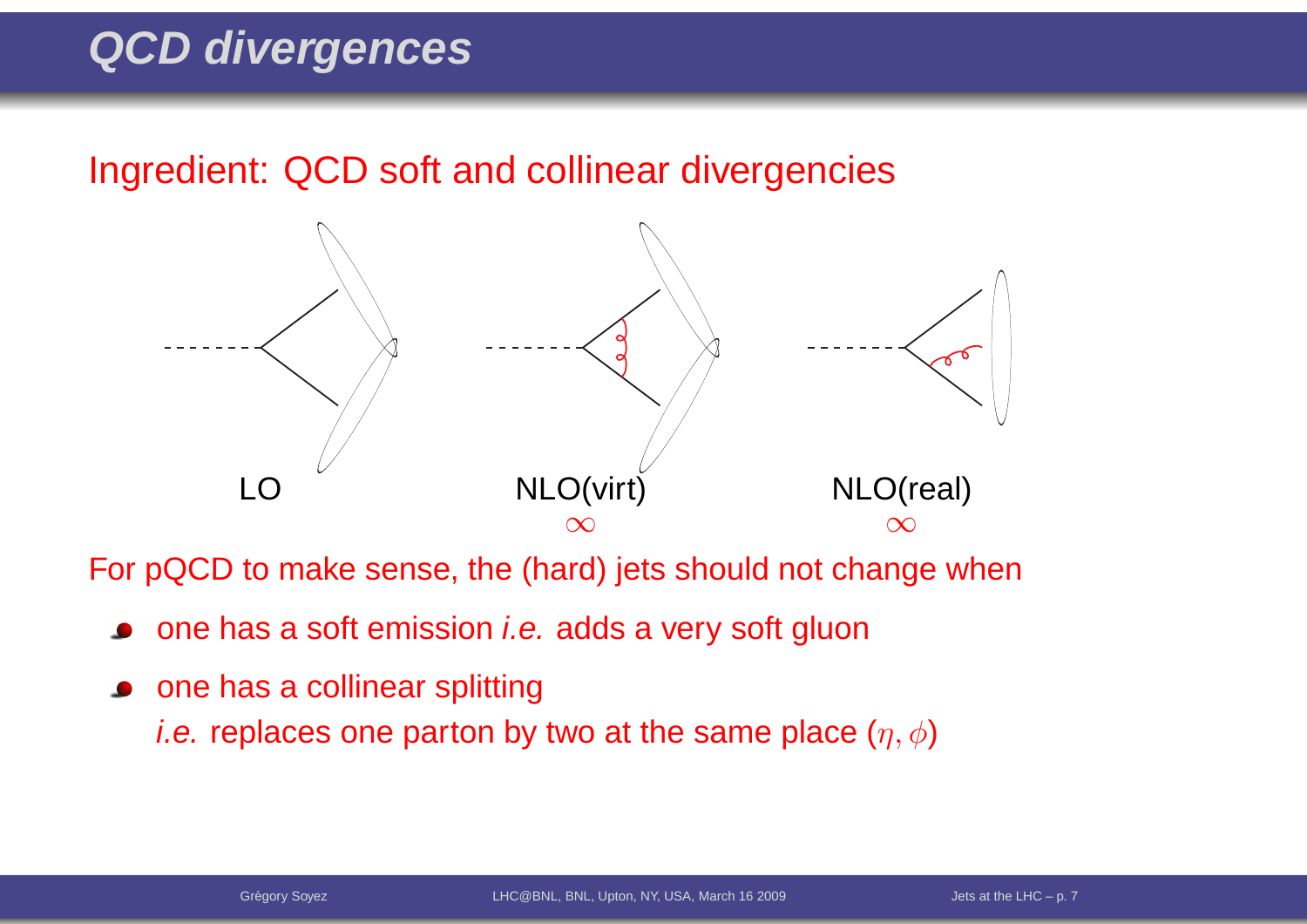# QCD divergences

Ingredient: QCD soft and collinear divergencies

LO NLO(virt) NLO(real)

$\infty$ $\infty$

For pQCD to make sense, the (hard) jets should not change when

- one has a soft emission *i.e.* adds a very soft gluon
- one has a collinear splitting
  *i.e.* replaces one parton by two at the same place ($\eta, \phi$)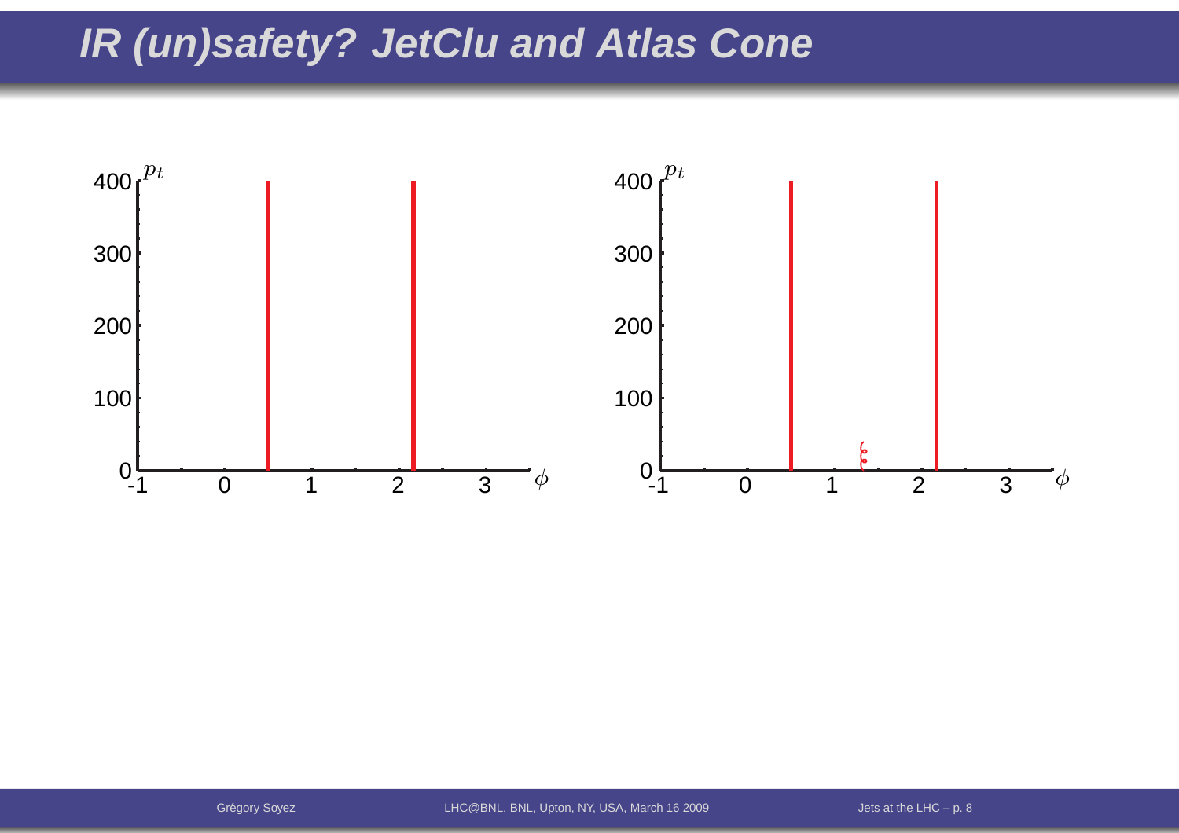# IR (un)safety? JetClu and Atlas Cone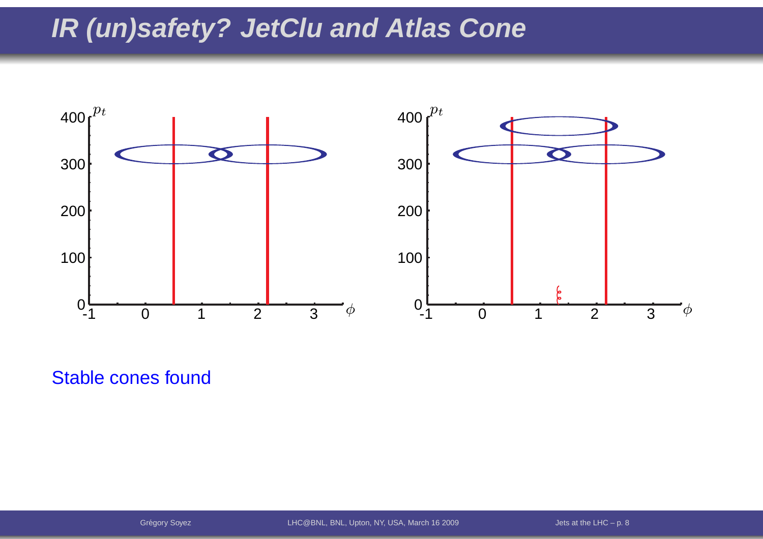# IR (un)safety? JetClu and Atlas Cone

Stable cones found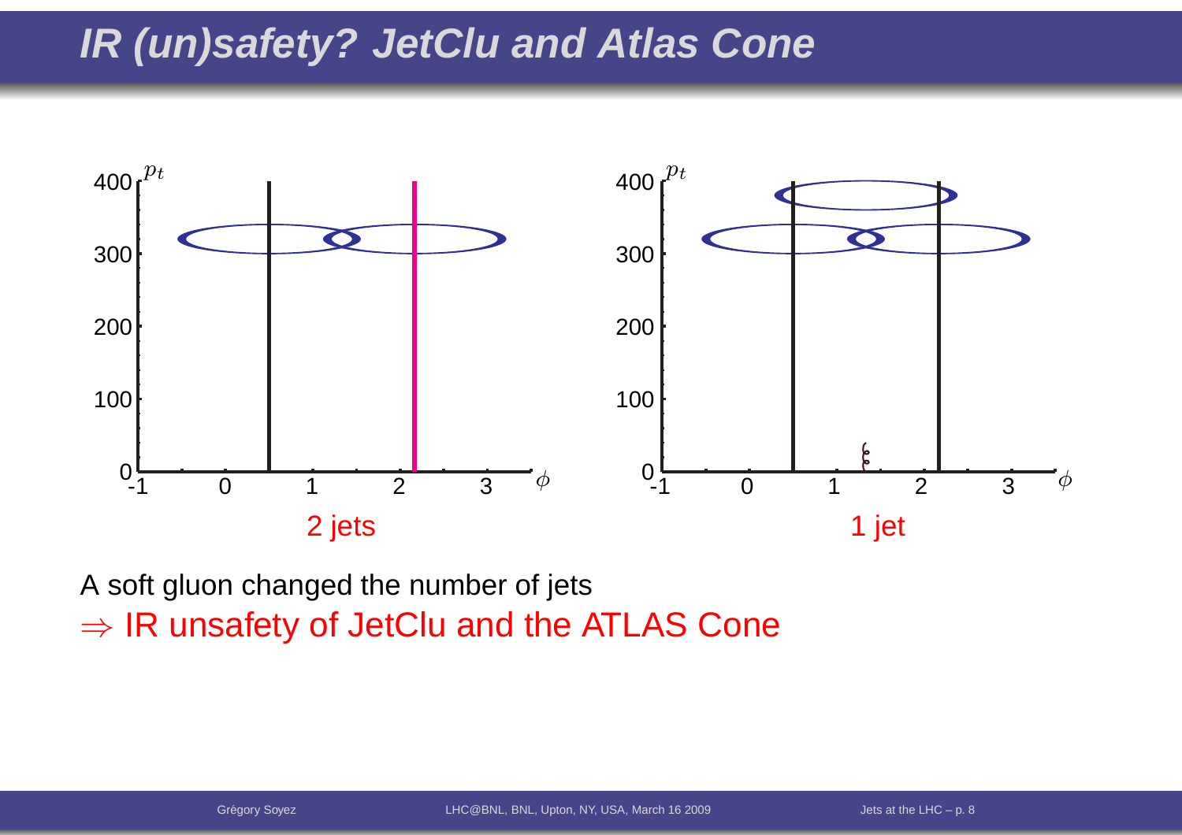# IR (un)safety? JetClu and Atlas Cone

2 jets

1 jet

A soft gluon changed the number of jets

$\Rightarrow$ IR unsafety of JetClu and the ATLAS Cone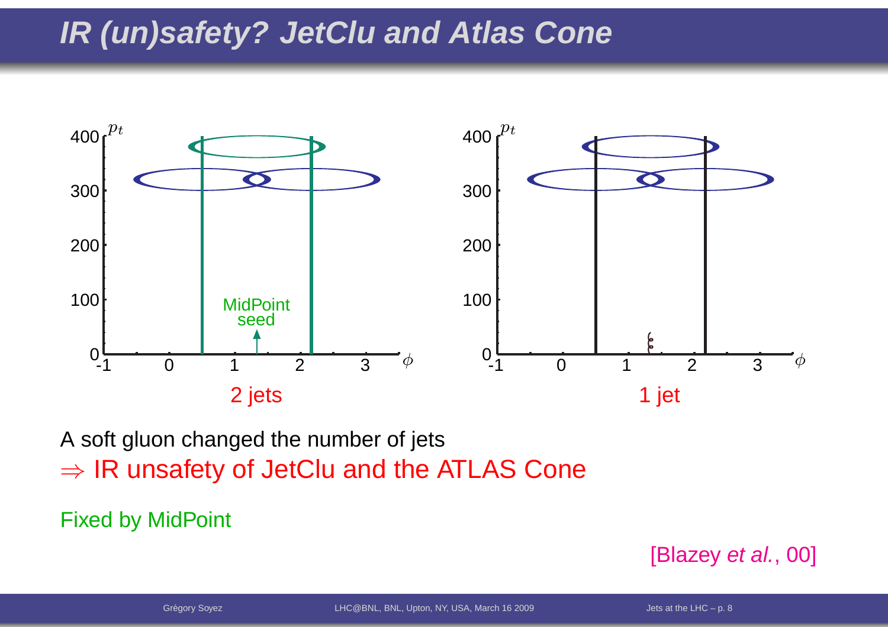# IR (un)safety? JetClu and Atlas Cone

2 jets

1 jet

A soft gluon changed the number of jets

$\Rightarrow$ IR unsafety of JetClu and the ATLAS Cone

Fixed by MidPoint

[Blazey *et al.*, 00]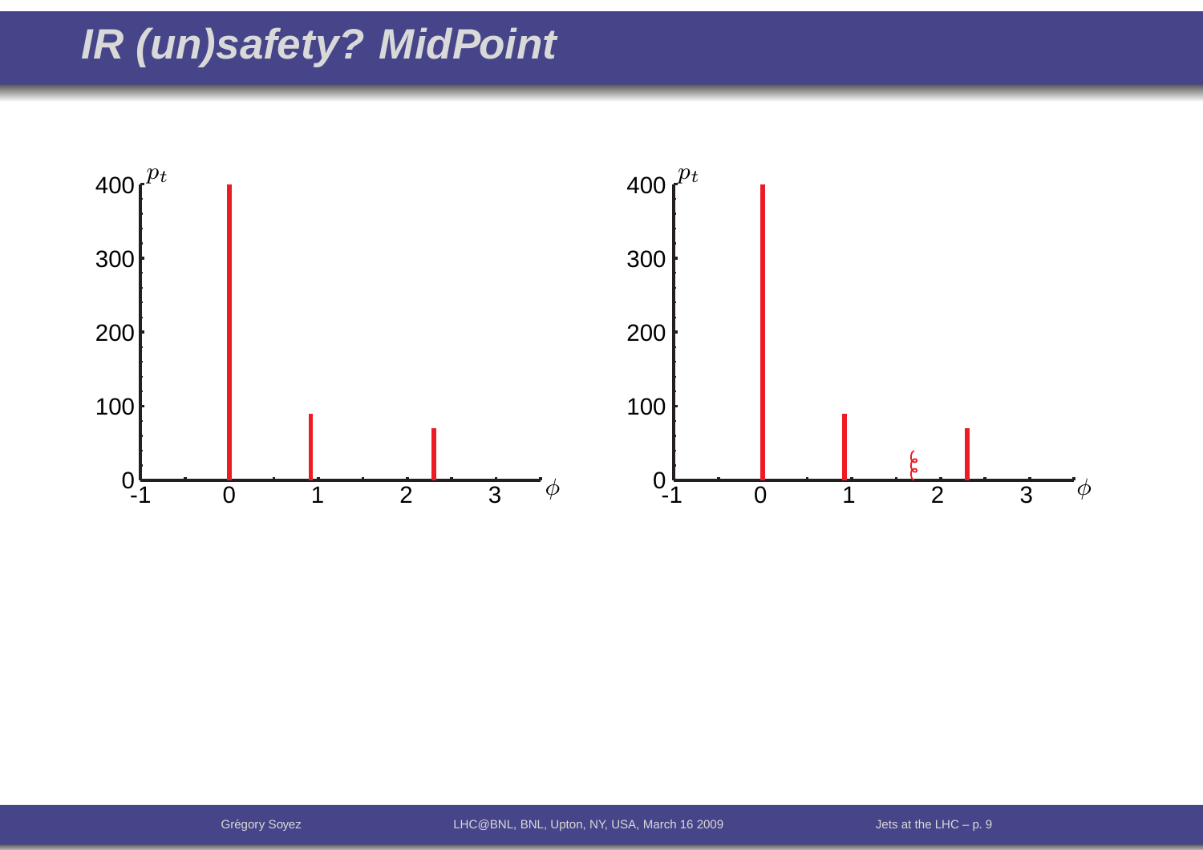# IR (un)safety? MidPoint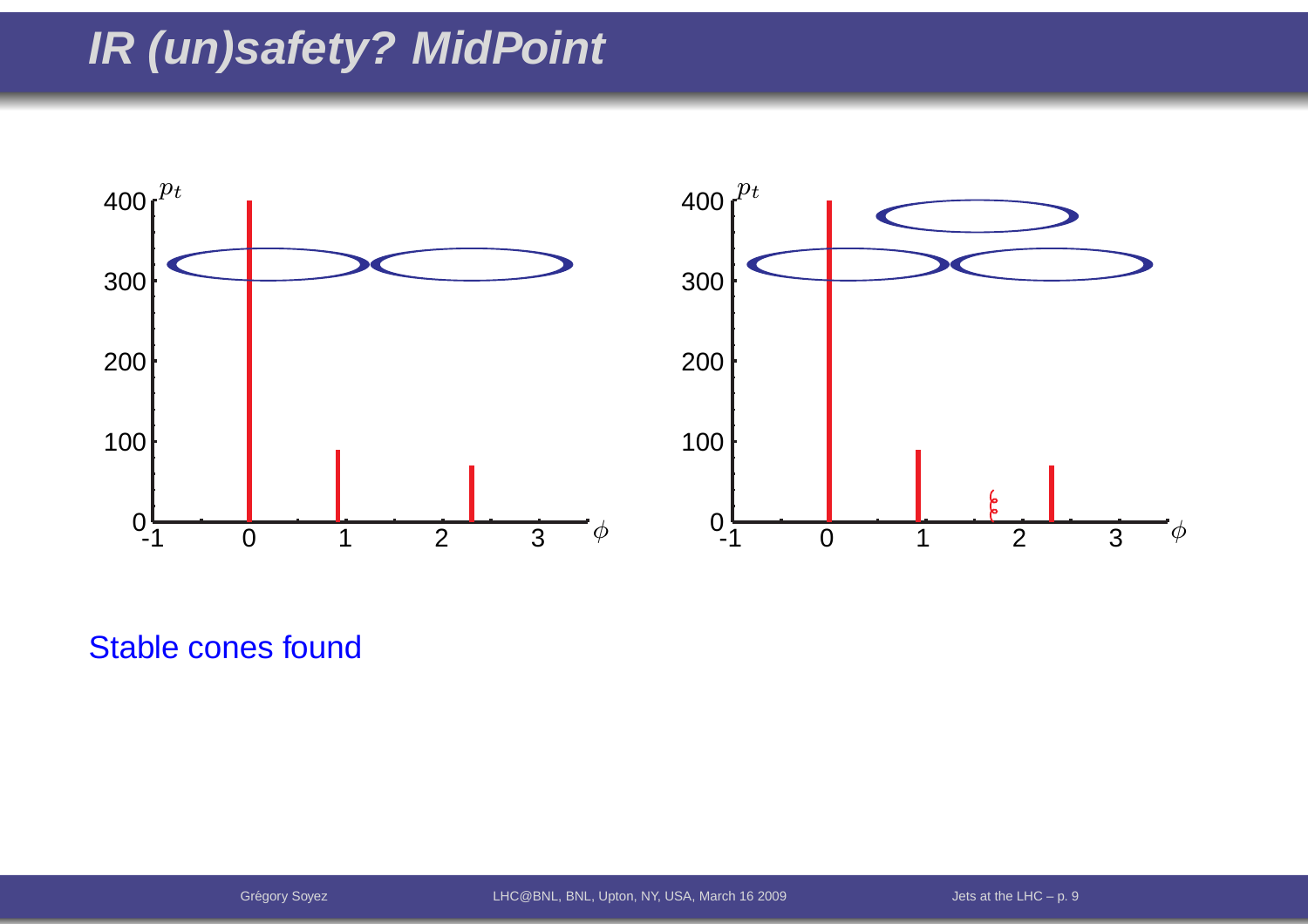# IR (un)safety? MidPoint

Stable cones found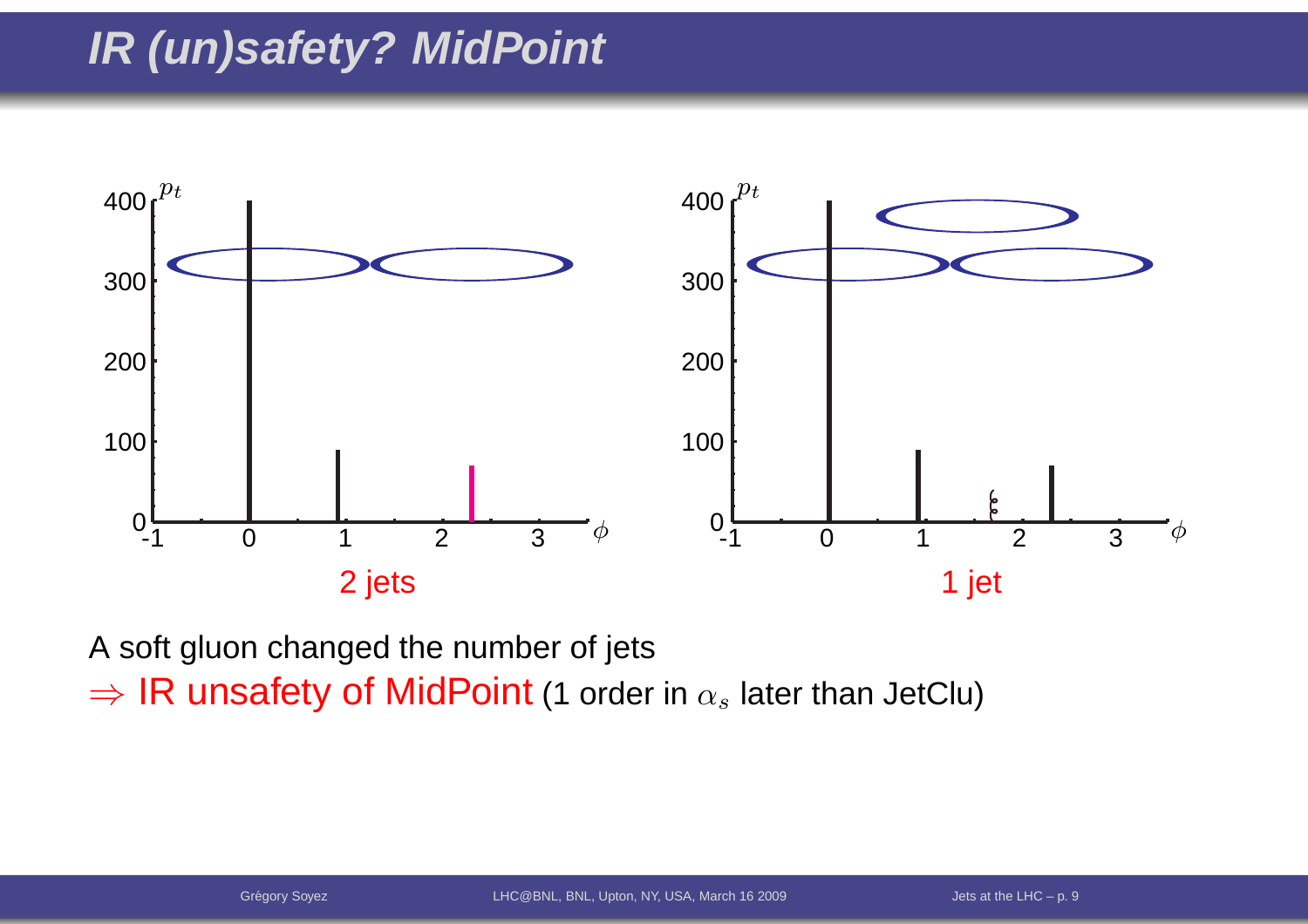# IR (un)safety? MidPoint

2 jets

1 jet

A soft gluon changed the number of jets

$\Rightarrow$ IR unsafety of MidPoint (1 order in $\alpha_s$ later than JetClu)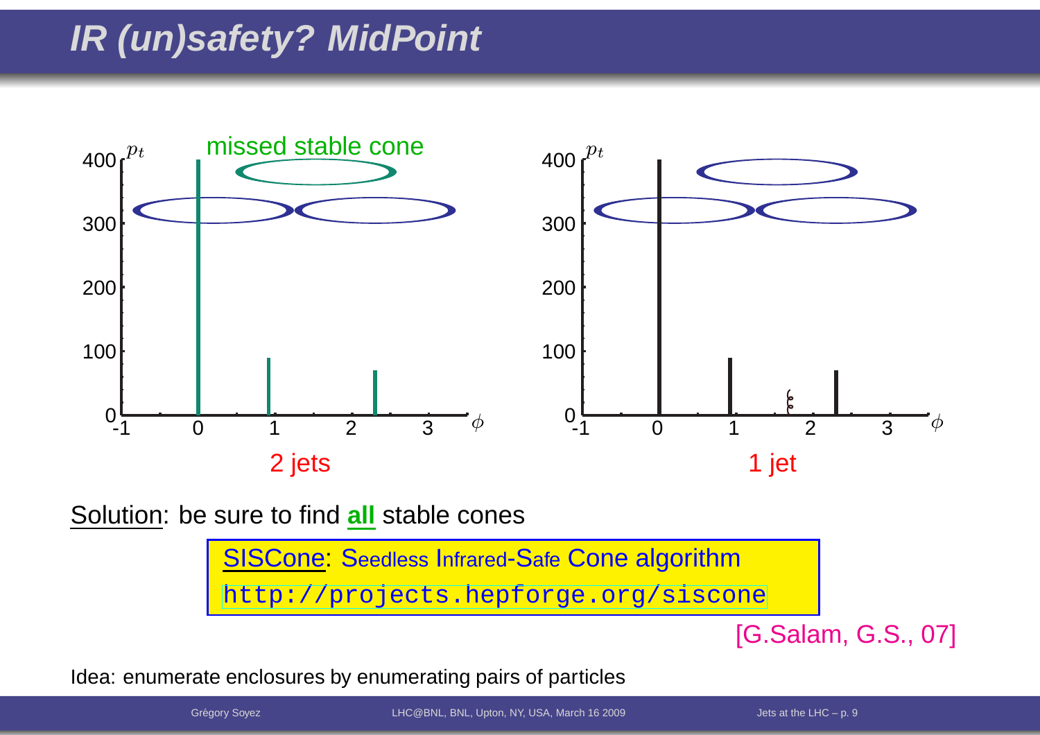# IR (un)safety? MidPoint

missed stable cone

2 jets

1 jet

Solution: be sure to find **all** stable cones

SISCone: Seedless Infrared-Safe Cone algorithm

http://projects.hepforge.org/siscone

[G.Salam, G.S., 07]

Idea: enumerate enclosures by enumerating pairs of particles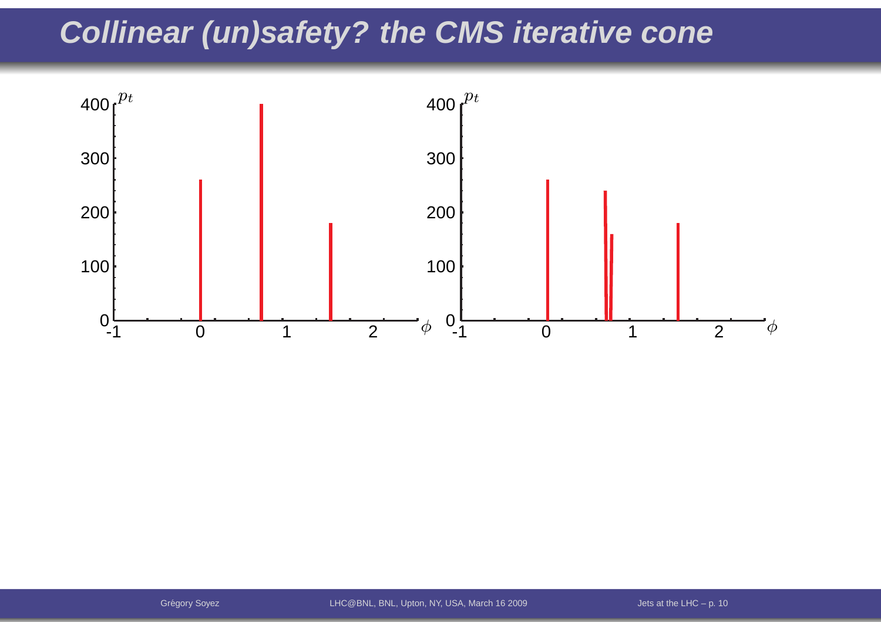# Collinear (un)safety? the CMS iterative cone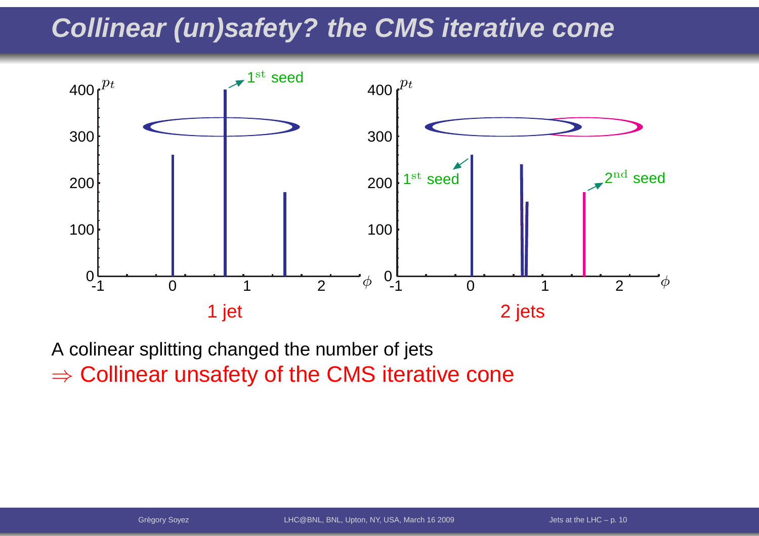# Collinear (un)safety? the CMS iterative cone

$400$ $p_t$ — $1^{\rm st}$ seed

1 jet

$1^{\rm st}$ seed — $2^{\rm nd}$ seed

2 jets

A colinear splitting changed the number of jets

$\Rightarrow$ Collinear unsafety of the CMS iterative cone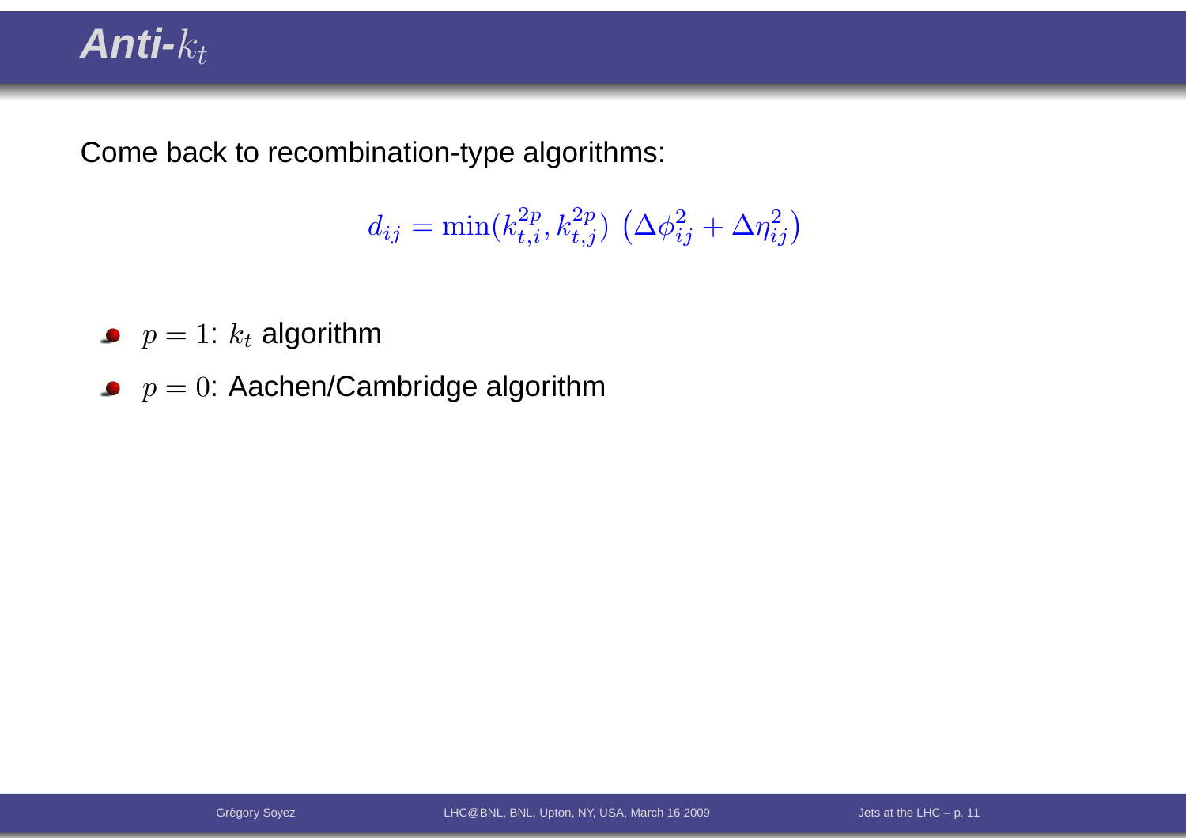# Anti-$k_t$

Come back to recombination-type algorithms:

$$d_{ij} = \min(k_{t,i}^{2p}, k_{t,j}^{2p}) \left(\Delta\phi_{ij}^2 + \Delta\eta_{ij}^2\right)$$

- $p = 1$: $k_t$ algorithm
- $p = 0$: Aachen/Cambridge algorithm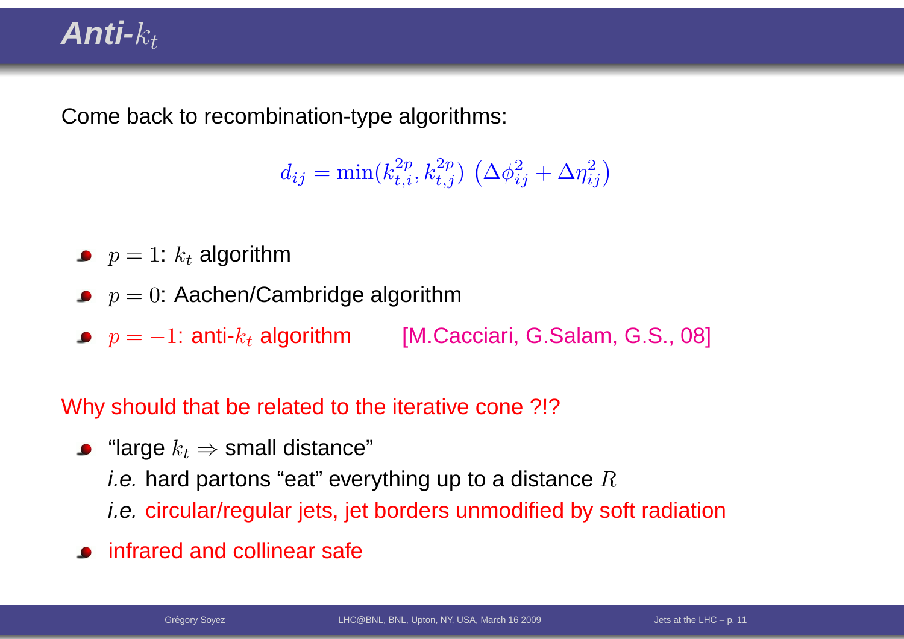# Anti-$k_t$

Come back to recombination-type algorithms:

$$d_{ij} = \min(k_{t,i}^{2p}, k_{t,j}^{2p}) \left(\Delta\phi_{ij}^2 + \Delta\eta_{ij}^2\right)$$

- $p = 1$: $k_t$ algorithm
- $p = 0$: Aachen/Cambridge algorithm
- $p = -1$: anti-$k_t$ algorithm [M.Cacciari, G.Salam, G.S., 08]

Why should that be related to the iterative cone ?!?

- "large $k_t \Rightarrow$ small distance"
  *i.e.* hard partons "eat" everything up to a distance $R$
  *i.e.* circular/regular jets, jet borders unmodified by soft radiation
- infrared and collinear safe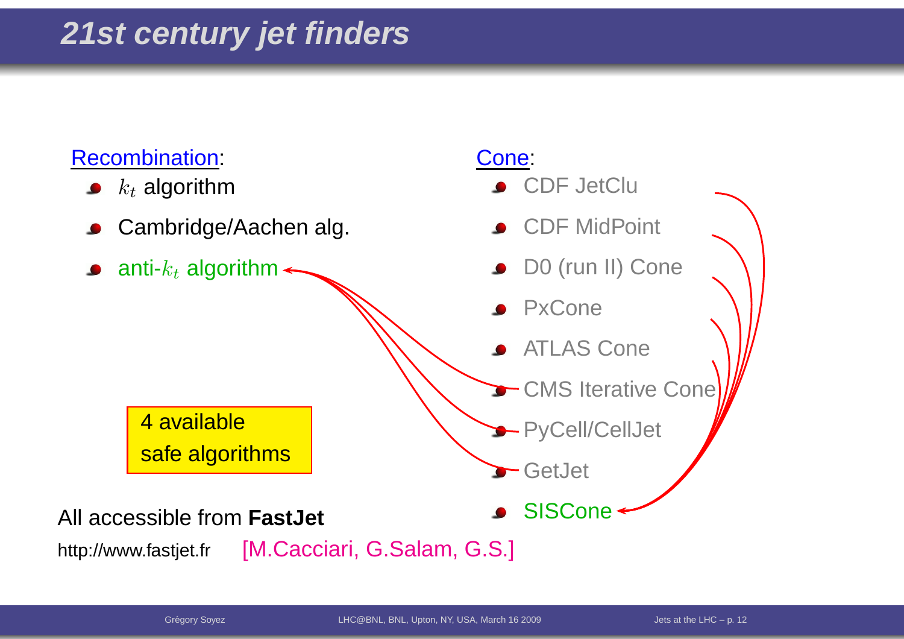# 21st century jet finders

Recombination:

- $k_t$ algorithm
- Cambridge/Aachen alg.
- anti-$k_t$ algorithm

Cone:

- CDF JetClu
- CDF MidPoint
- D0 (run II) Cone
- PxCone
- ATLAS Cone
- CMS Iterative Cone
- PyCell/CellJet
- GetJet
- SISCone

4 available safe algorithms

All accessible from **FastJet**

http://www.fastjet.fr [M.Cacciari, G.Salam, G.S.]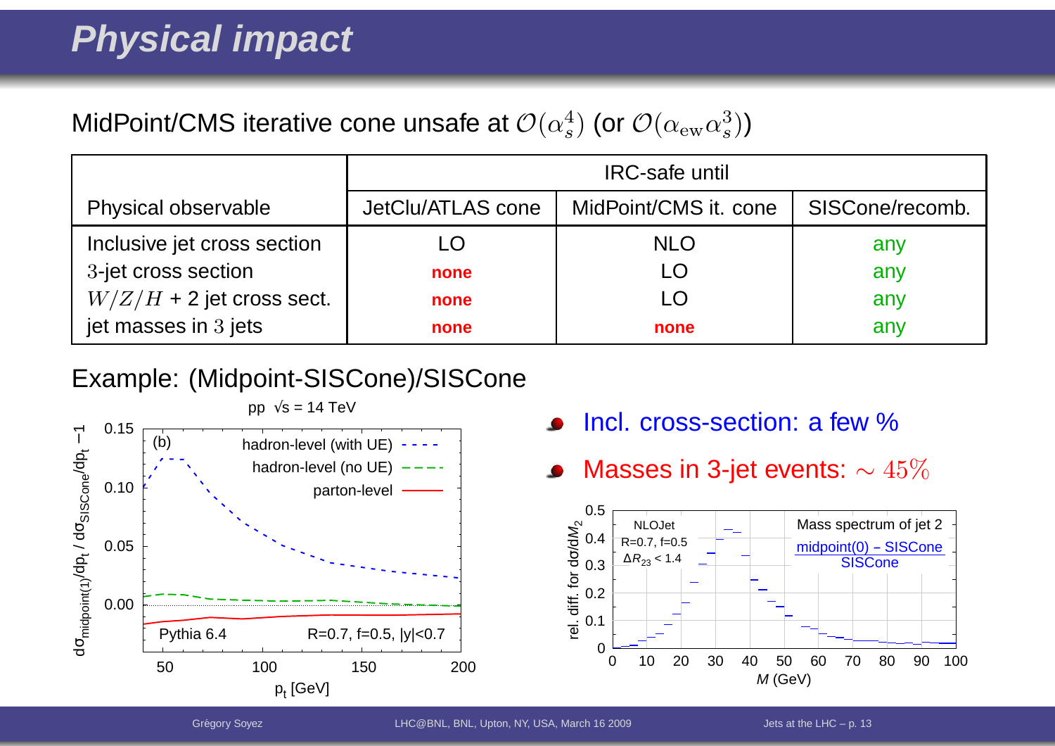# Physical impact

MidPoint/CMS iterative cone unsafe at $\mathcal{O}(\alpha_s^4)$ (or $\mathcal{O}(\alpha_{\rm ew}\alpha_s^3)$)

| | IRC-safe until | | |
|---|---|---|---|
| Physical observable | JetClu/ATLAS cone | MidPoint/CMS it. cone | SISCone/recomb. |
| Inclusive jet cross section | LO | NLO | any |
| $3$-jet cross section | none | LO | any |
| $W/Z/H$ + 2 jet cross sect. | none | LO | any |
| jet masses in $3$ jets | none | none | any |

Example: (Midpoint-SISCone)/SISCone

- Incl. cross-section: a few %
- Masses in 3-jet events: $\sim 45\%$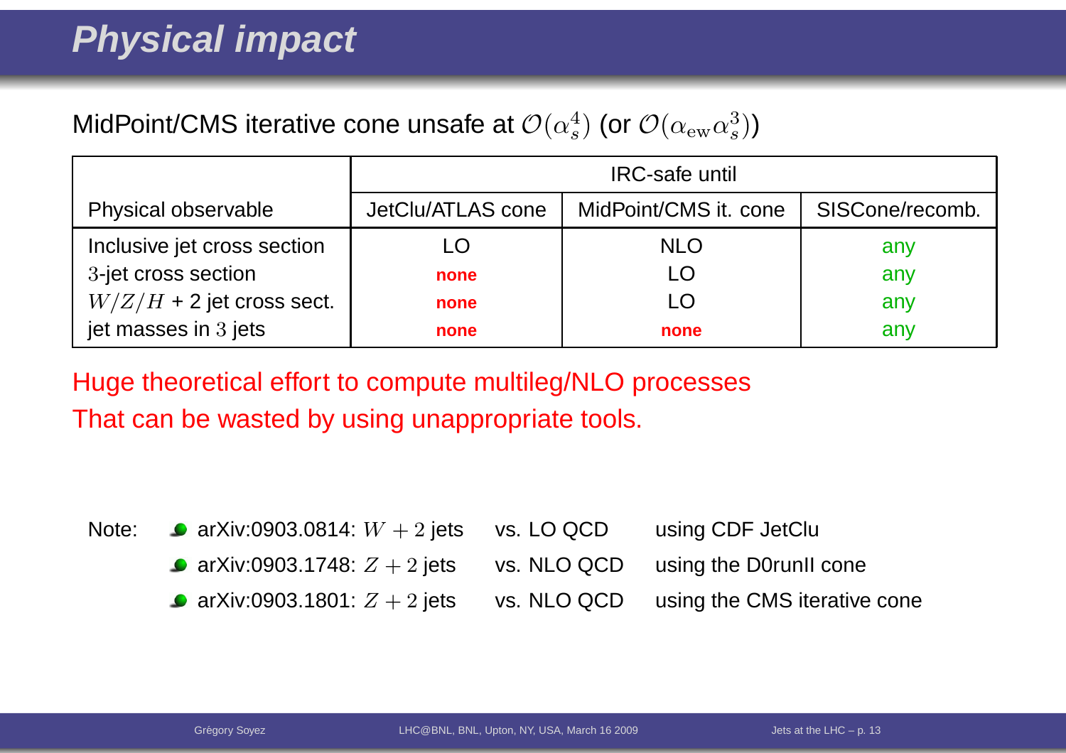# Physical impact

MidPoint/CMS iterative cone unsafe at $\mathcal{O}(\alpha_s^4)$ (or $\mathcal{O}(\alpha_{\rm ew}\alpha_s^3)$)

| | IRC-safe until | | |
|---|---|---|---|
| Physical observable | JetClu/ATLAS cone | MidPoint/CMS it. cone | SISCone/recomb. |
| Inclusive jet cross section | LO | NLO | any |
| $3$-jet cross section | **none** | LO | any |
| $W/Z/H$ + 2 jet cross sect. | **none** | LO | any |
| jet masses in $3$ jets | **none** | **none** | any |

Huge theoretical effort to compute multileg/NLO processes
That can be wasted by using unappropriate tools.

Note:

- arXiv:0903.0814: $W+2$ jets vs. LO QCD using CDF JetClu
- arXiv:0903.1748: $Z+2$ jets vs. NLO QCD using the D0runII cone
- arXiv:0903.1801: $Z+2$ jets vs. NLO QCD using the CMS iterative cone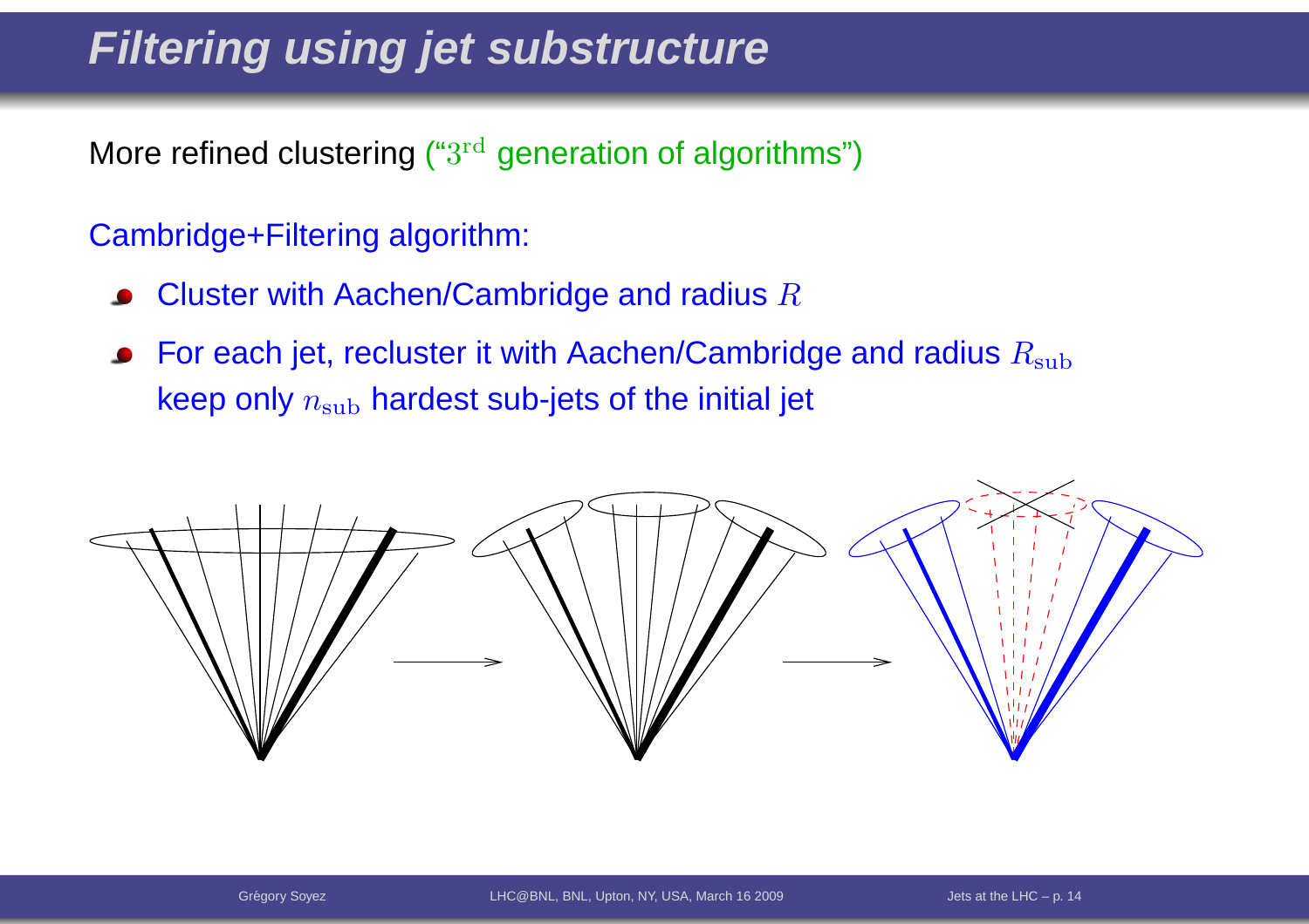# Filtering using jet substructure

More refined clustering ("$3^{\rm rd}$ generation of algorithms")

Cambridge+Filtering algorithm:

- Cluster with Aachen/Cambridge and radius $R$
- For each jet, recluster it with Aachen/Cambridge and radius $R_{\rm sub}$ keep only $n_{\rm sub}$ hardest sub-jets of the initial jet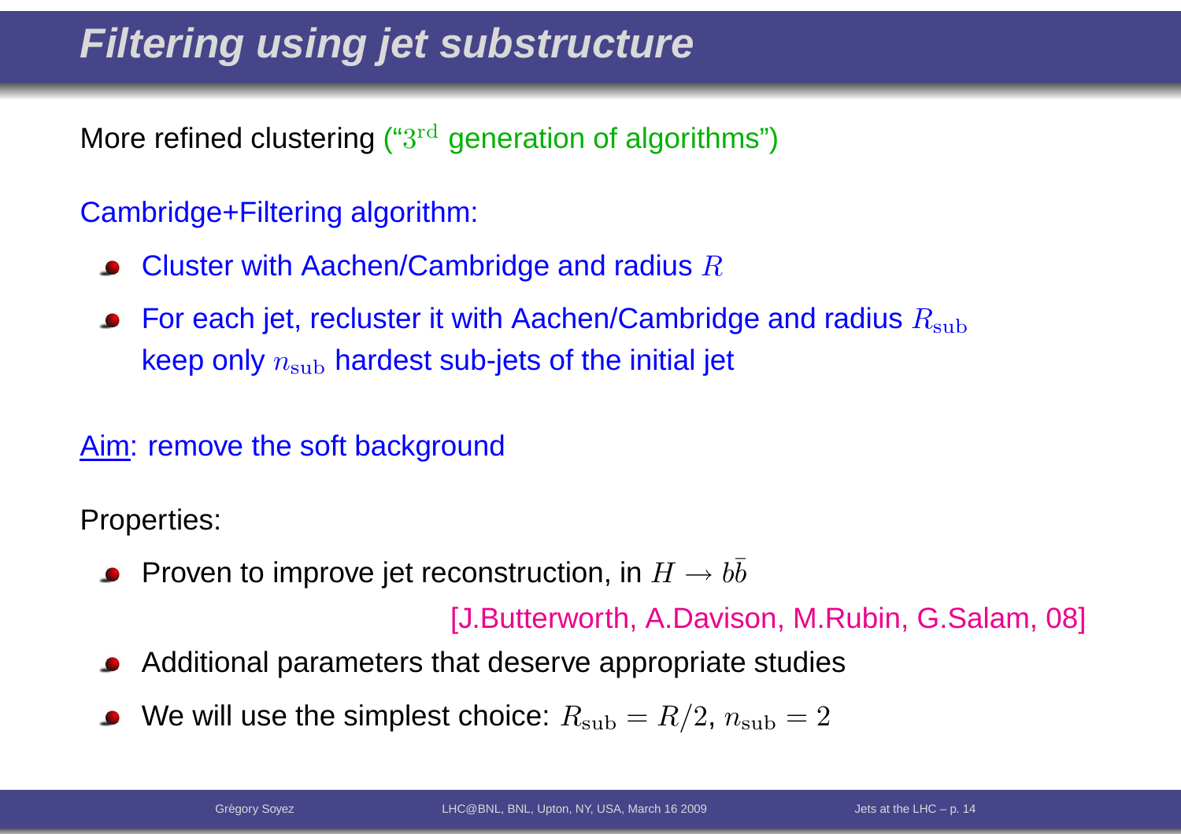# Filtering using jet substructure

More refined clustering ("$3^{\rm rd}$ generation of algorithms")

Cambridge+Filtering algorithm:

- Cluster with Aachen/Cambridge and radius $R$
- For each jet, recluster it with Aachen/Cambridge and radius $R_{\rm sub}$ keep only $n_{\rm sub}$ hardest sub-jets of the initial jet

Aim: remove the soft background

Properties:

- Proven to improve jet reconstruction, in $H \to b\bar{b}$

  [J.Butterworth, A.Davison, M.Rubin, G.Salam, 08]
- Additional parameters that deserve appropriate studies
- We will use the simplest choice: $R_{\rm sub} = R/2$, $n_{\rm sub} = 2$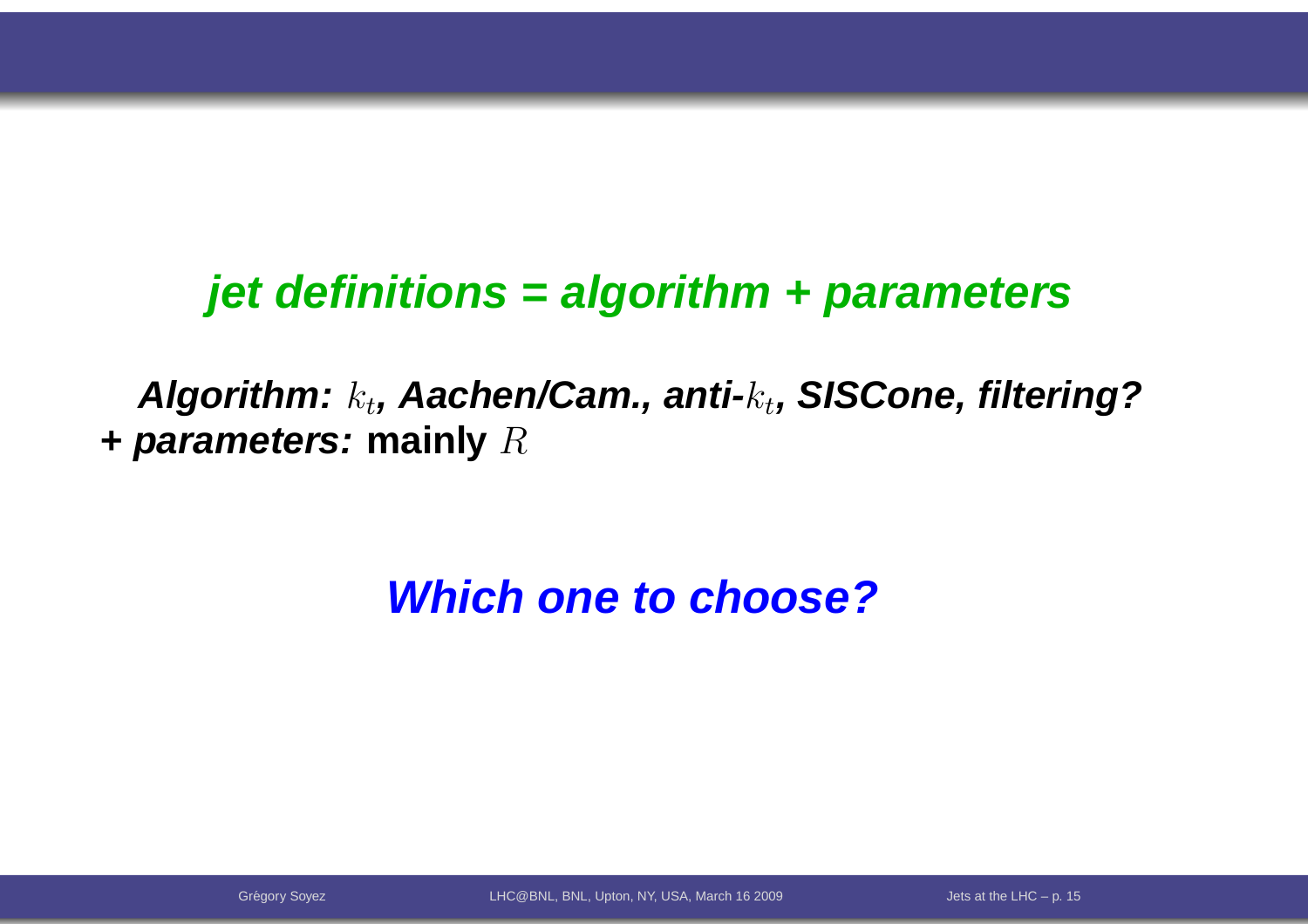***jet definitions = algorithm + parameters***

***Algorithm:*** $k_t$***, Aachen/Cam., anti-***$k_t$***, SISCone, filtering?***
**+ *parameters:* mainly** $R$

***Which one to choose?***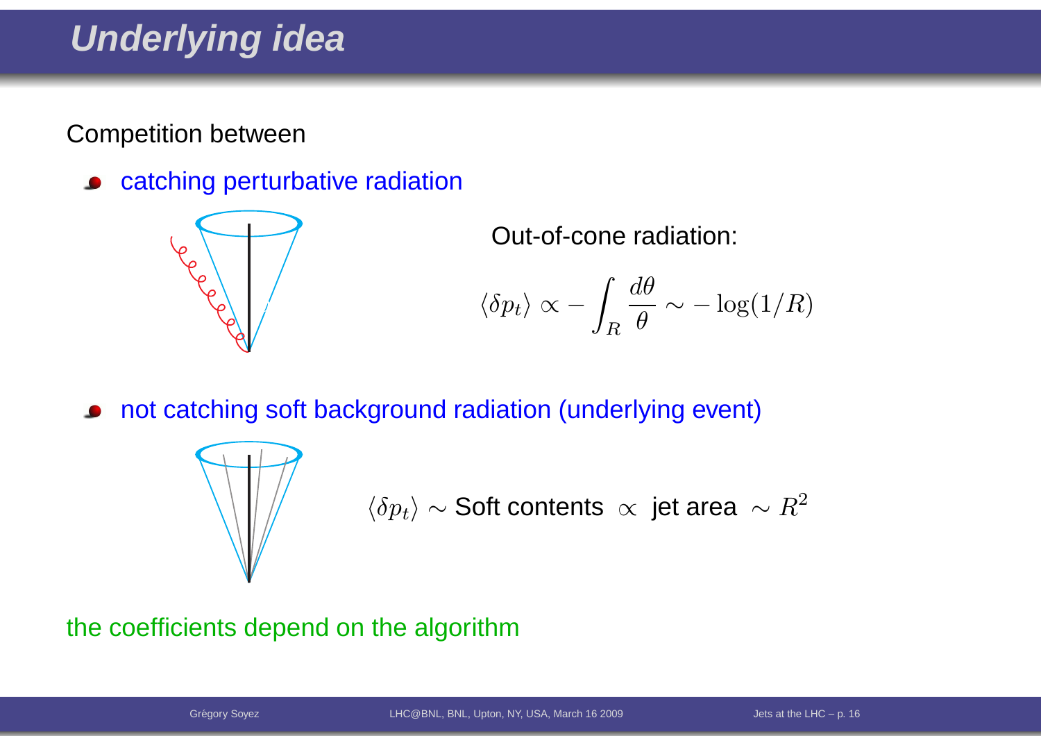# Underlying idea

Competition between

- catching perturbative radiation

Out-of-cone radiation:

$$\langle \delta p_t \rangle \propto -\int_R \frac{d\theta}{\theta} \sim -\log(1/R)$$

- not catching soft background radiation (underlying event)

$\langle \delta p_t \rangle \sim$ Soft contents $\propto$ jet area $\sim R^2$

the coefficients depend on the algorithm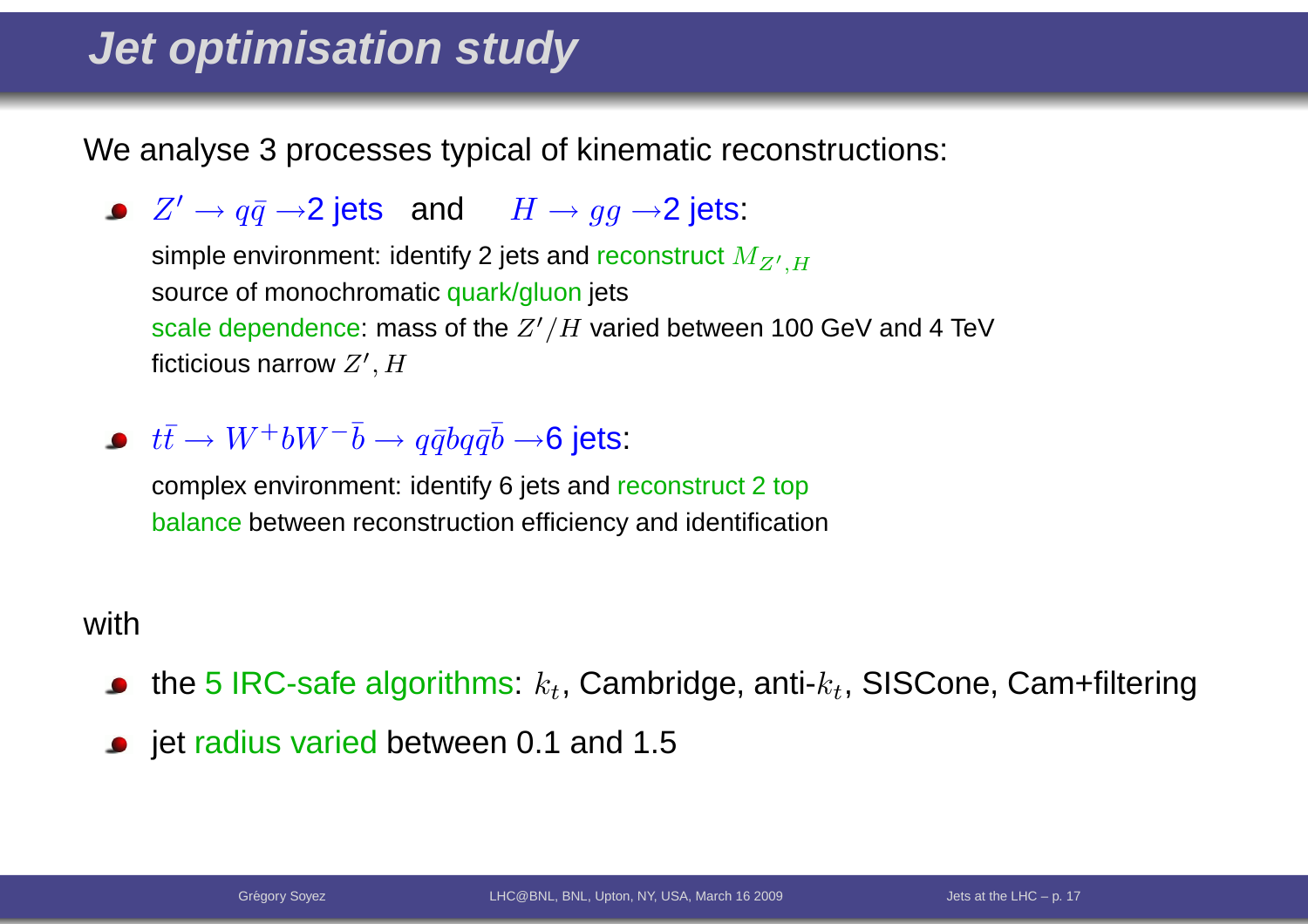# Jet optimisation study

We analyse 3 processes typical of kinematic reconstructions:

- $Z' \to q\bar{q} \to$ 2 jets and $H \to gg \to$ 2 jets:
  
  simple environment: identify 2 jets and reconstruct $M_{Z',H}$
  source of monochromatic quark/gluon jets
  scale dependence: mass of the $Z'/H$ varied between 100 GeV and 4 TeV
  ficticious narrow $Z', H$

- $t\bar{t} \to W^+ b W^- \bar{b} \to q\bar{q} b q\bar{q}\bar{b} \to$ 6 jets:
  
  complex environment: identify 6 jets and reconstruct 2 top
  balance between reconstruction efficiency and identification

with

- the 5 IRC-safe algorithms: $k_t$, Cambridge, anti-$k_t$, SISCone, Cam+filtering
- jet radius varied between 0.1 and 1.5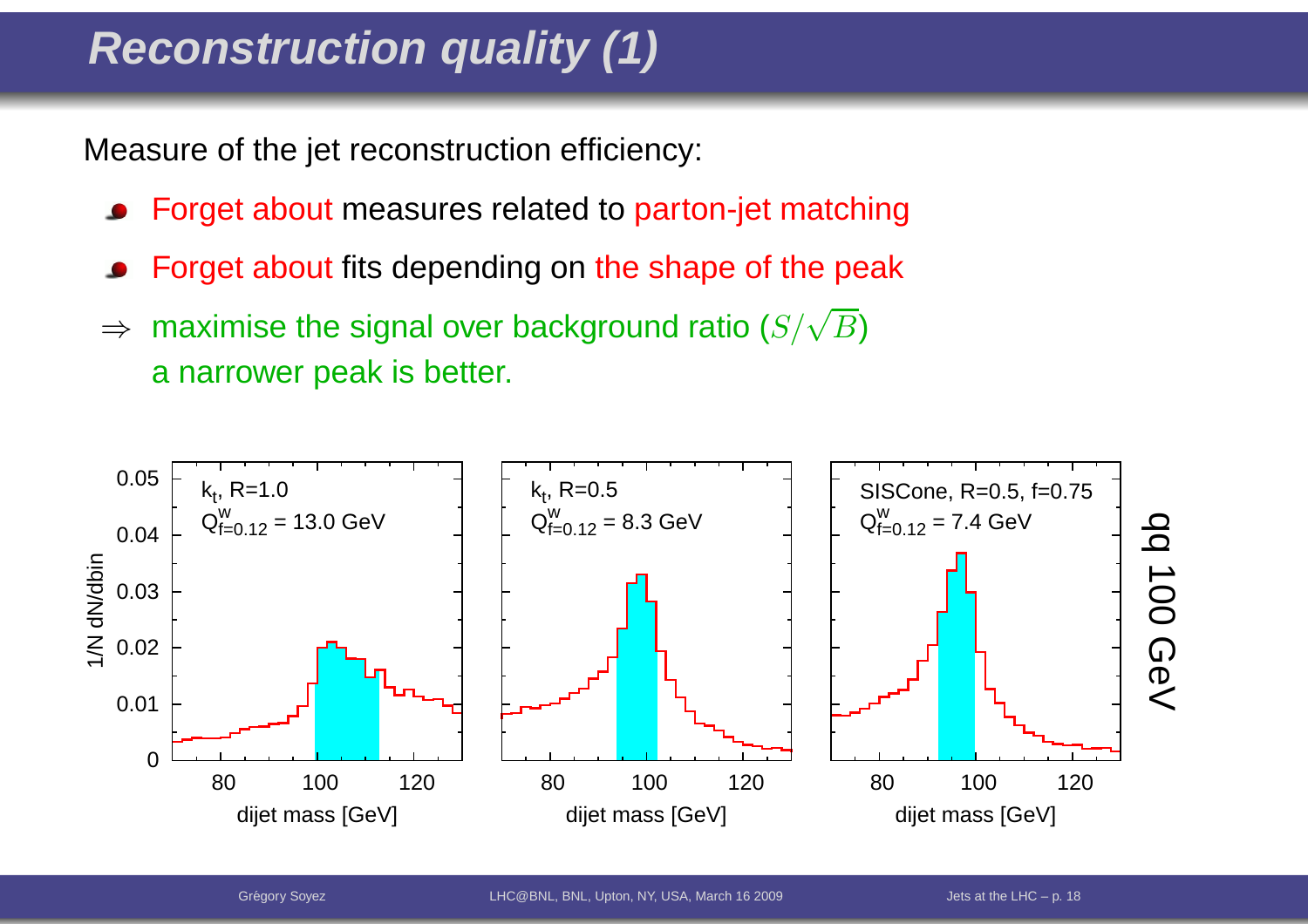# Reconstruction quality (1)

Measure of the jet reconstruction efficiency:

- Forget about measures related to parton-jet matching
- Forget about fits depending on the shape of the peak

$\Rightarrow$ maximise the signal over background ratio ($S/\sqrt{B}$)
a narrower peak is better.

$k_t$, R=1.0 — $Q^{w}_{f=0.12}$ = 13.0 GeV

$k_t$, R=0.5 — $Q^{w}_{f=0.12}$ = 8.3 GeV

SISCone, R=0.5, f=0.75 — $Q^{w}_{f=0.12}$ = 7.4 GeV

qq 100 GeV

1/N dN/dbin

dijet mass [GeV]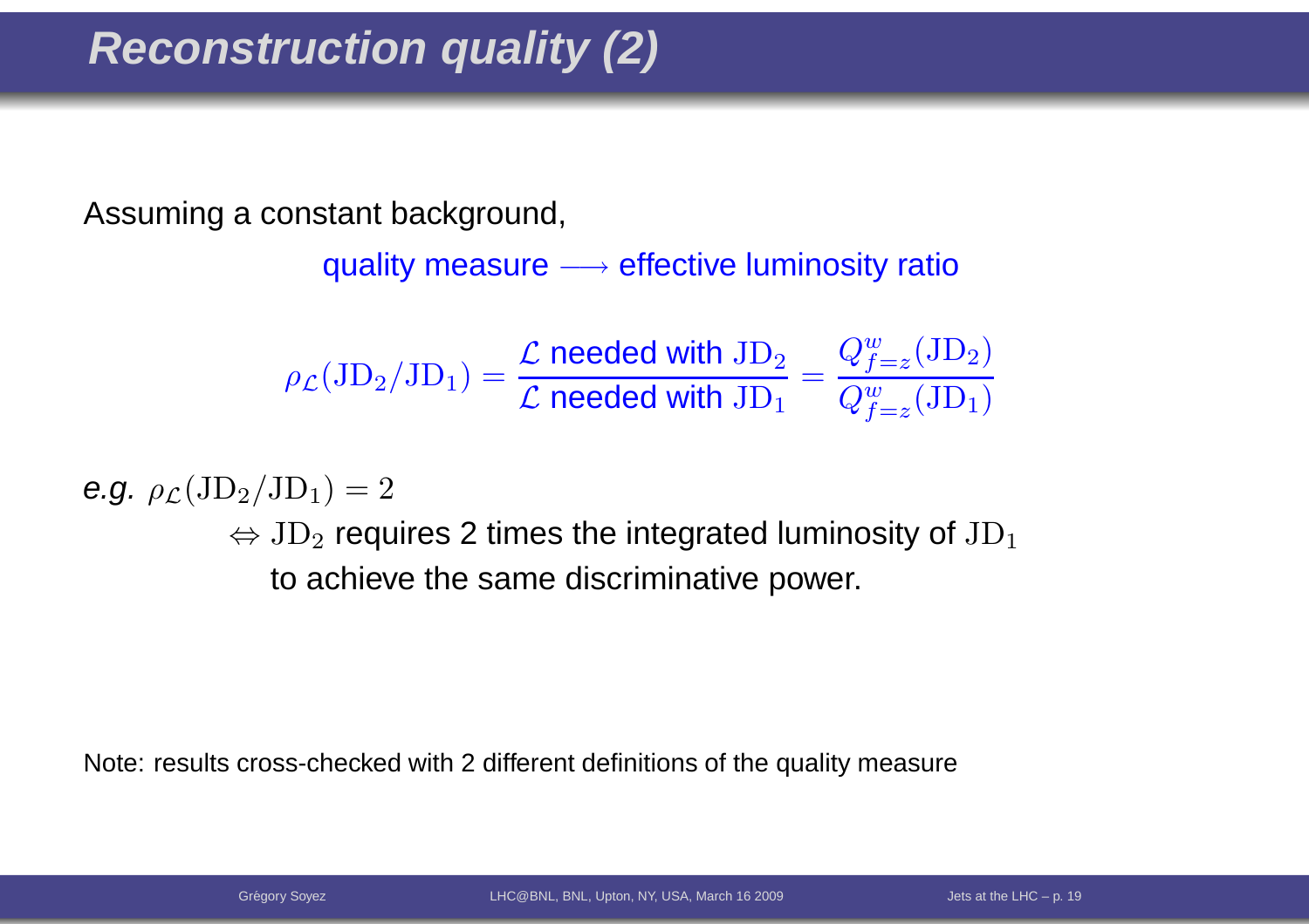# Reconstruction quality (2)

Assuming a constant background,

quality measure $\longrightarrow$ effective luminosity ratio

$$\rho_{\mathcal{L}}(\mathrm{JD}_2/\mathrm{JD}_1) = \frac{\mathcal{L} \text{ needed with } \mathrm{JD}_2}{\mathcal{L} \text{ needed with } \mathrm{JD}_1} = \frac{Q^w_{f=z}(\mathrm{JD}_2)}{Q^w_{f=z}(\mathrm{JD}_1)}$$

*e.g.* $\rho_{\mathcal{L}}(\mathrm{JD}_2/\mathrm{JD}_1) = 2$

$\Leftrightarrow$ $\mathrm{JD}_2$ requires 2 times the integrated luminosity of $\mathrm{JD}_1$ to achieve the same discriminative power.

Note: results cross-checked with 2 different definitions of the quality measure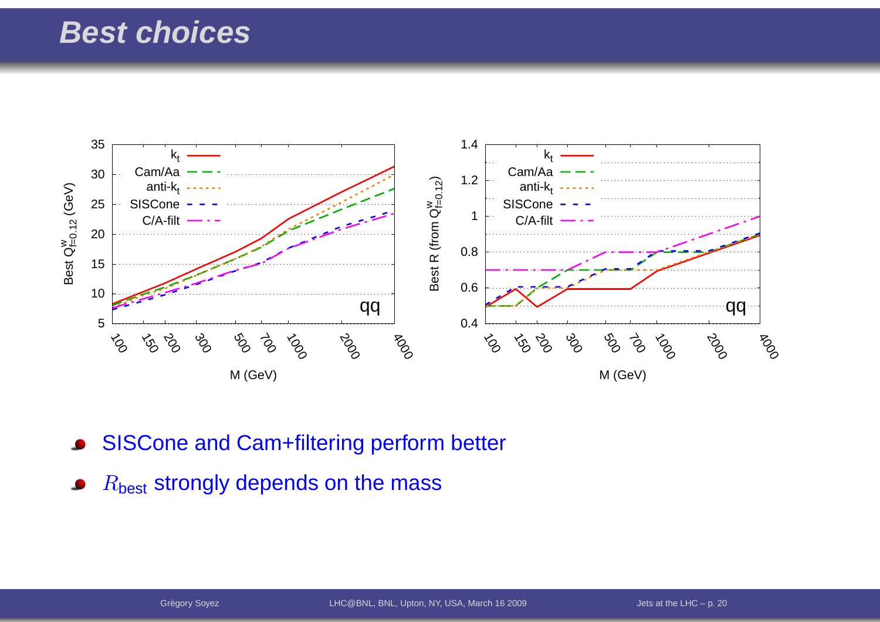# Best choices

- SISCone and Cam+filtering perform better
- $R_{\text{best}}$ strongly depends on the mass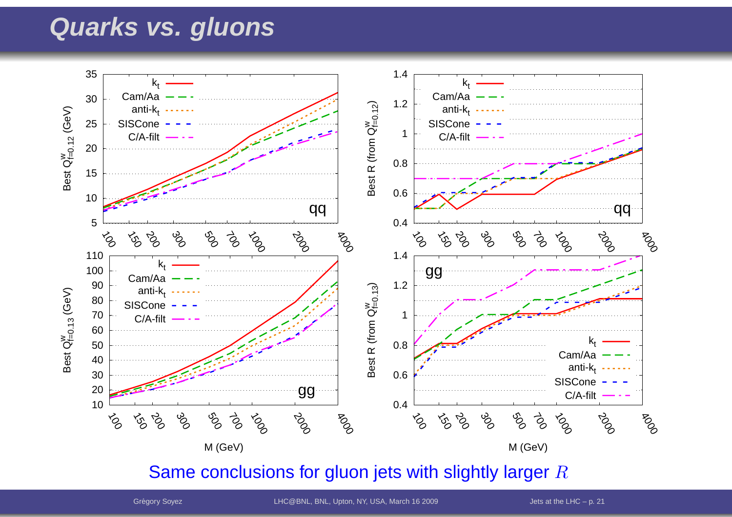# Quarks vs. gluons

Same conclusions for gluon jets with slightly larger $R$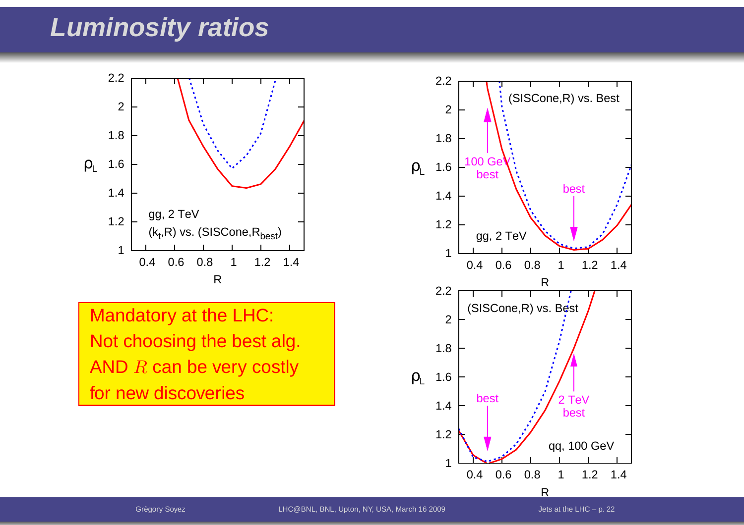# Luminosity ratios

Mandatory at the LHC:
Not choosing the best alg.
AND $R$ can be very costly
for new discoveries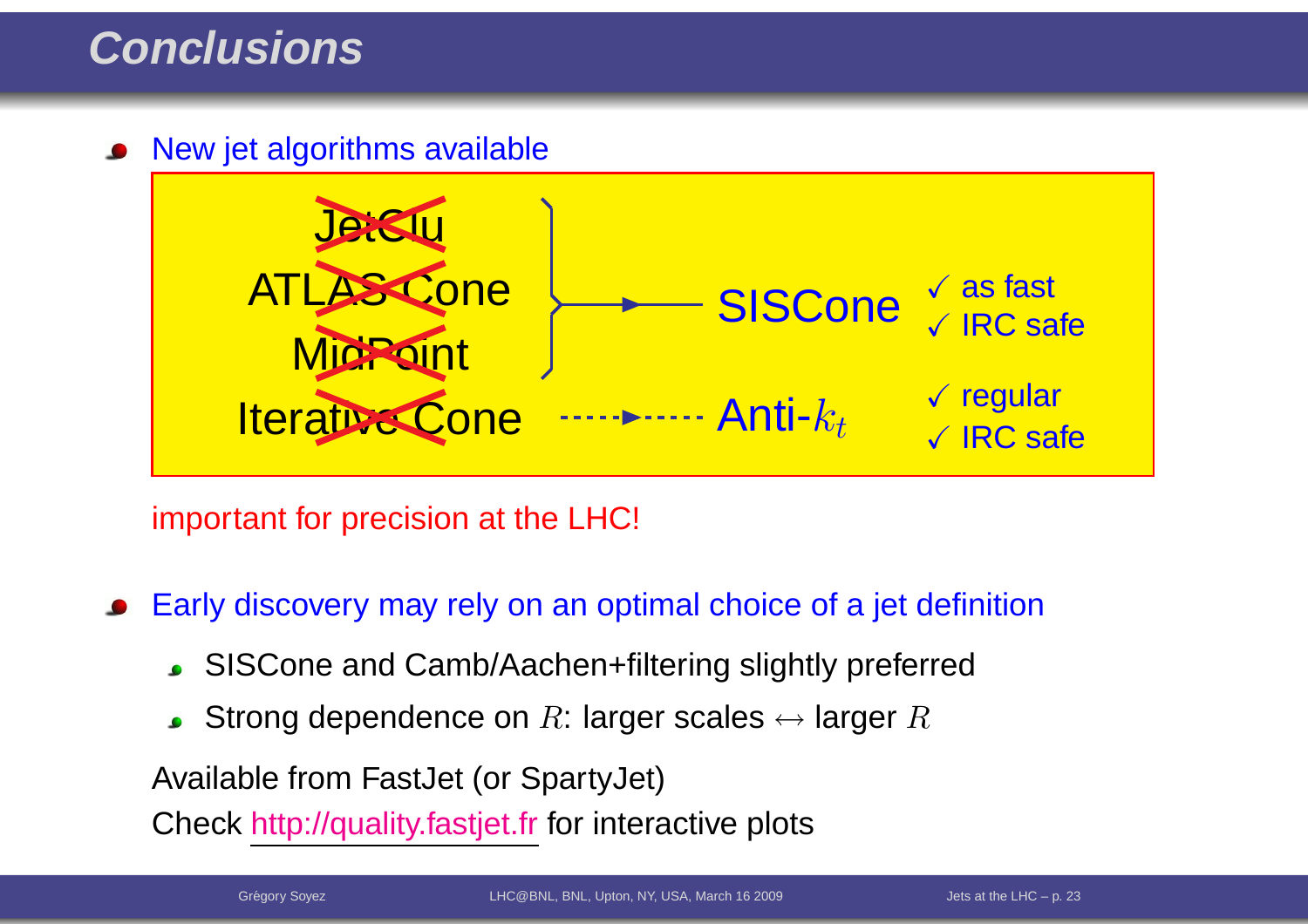# Conclusions

- New jet algorithms available

| Old algorithm (crossed out) | | New algorithm | Properties |
|---|---|---|---|
| ~~JetClu~~, ~~ATLAS Cone~~, ~~MidPoint~~ | → | SISCone | ✓ as fast, ✓ IRC safe |
| ~~Iterative Cone~~ | ⇢ | Anti-$k_t$ | ✓ regular, ✓ IRC safe |

important for precision at the LHC!

- Early discovery may rely on an optimal choice of a jet definition
  - SISCone and Camb/Aachen+filtering slightly preferred
  - Strong dependence on $R$: larger scales $\leftrightarrow$ larger $R$

Available from FastJet (or SpartyJet)

Check http://quality.fastjet.fr for interactive plots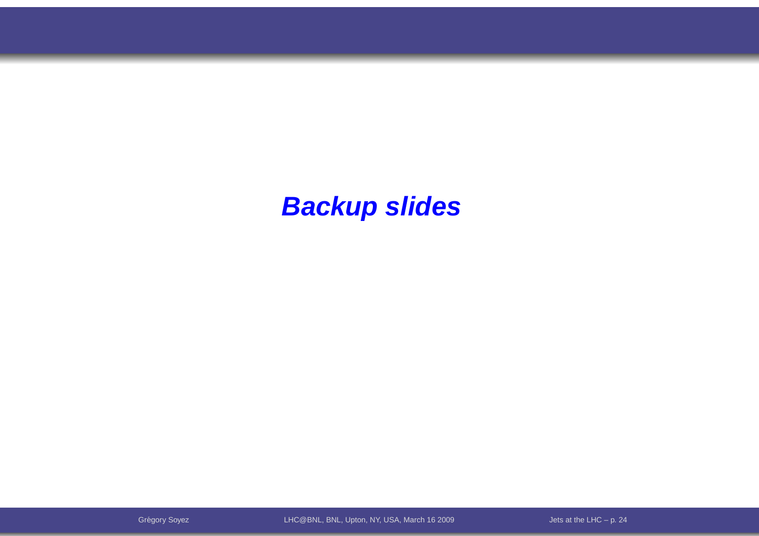# *Backup slides*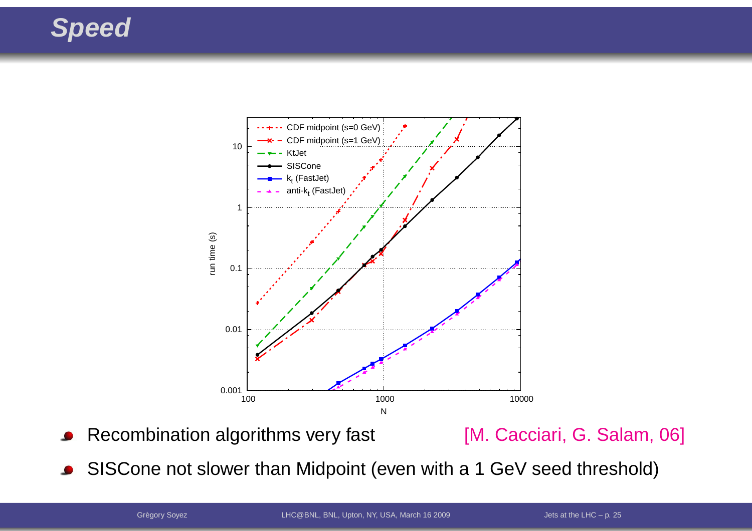# Speed

- Recombination algorithms very fast [M. Cacciari, G. Salam, 06]
- SISCone not slower than Midpoint (even with a 1 GeV seed threshold)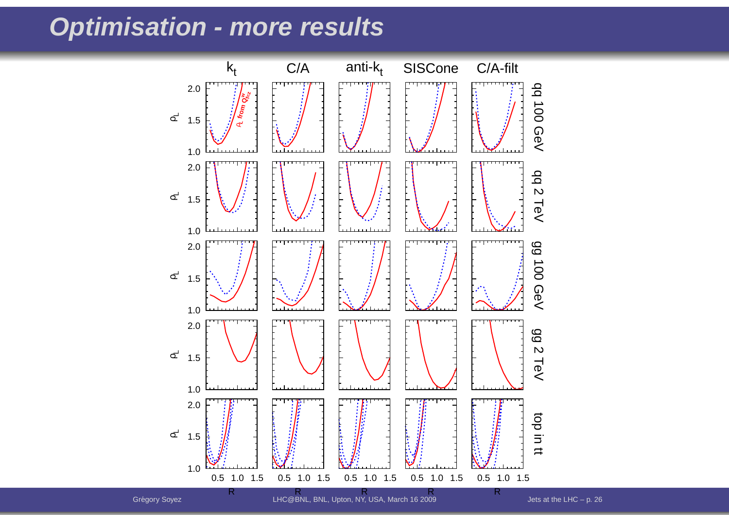# Optimisation - more results

$k_t$ | C/A | anti-$k_t$ | SISCone | C/A-filt

Rows: qq 100 GeV, qq 2 TeV, gg 100 GeV, gg 2 TeV, top in tt

$\rho_L$ from $Q^w_{f=z}$

Axes: $\rho_L$ (1.0–2.0) vs $R$ (0.5, 1.0, 1.5)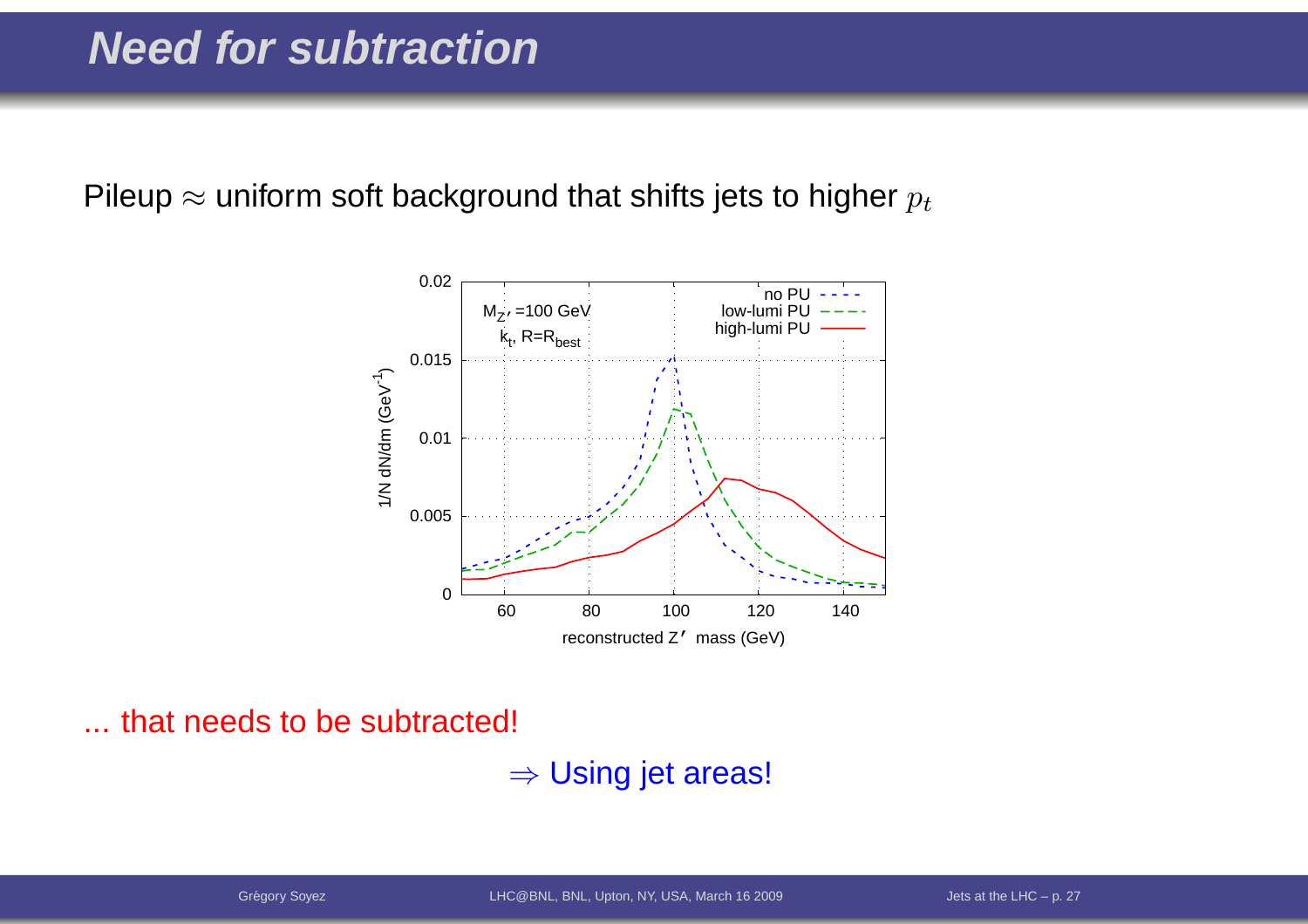# Need for subtraction

Pileup $\approx$ uniform soft background that shifts jets to higher $p_t$

... that needs to be subtracted!

$\Rightarrow$ Using jet areas!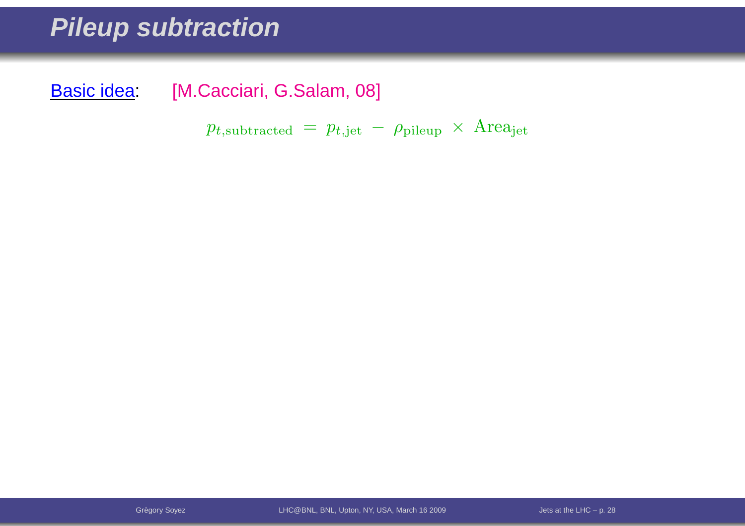# Pileup subtraction

Basic idea: [M.Cacciari, G.Salam, 08]

$$p_{t,\text{subtracted}} = p_{t,\text{jet}} - \rho_{\text{pileup}} \times \text{Area}_{\text{jet}}$$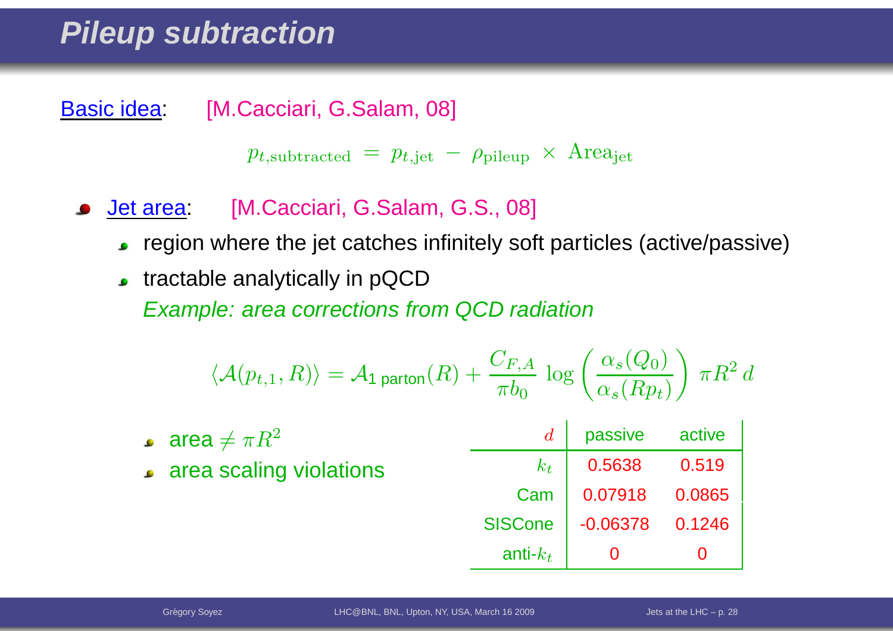# Pileup subtraction

Basic idea: [M.Cacciari, G.Salam, 08]

$$p_{t,\text{subtracted}} = p_{t,\text{jet}} - \rho_{\text{pileup}} \times \text{Area}_{\text{jet}}$$

- Jet area: [M.Cacciari, G.Salam, G.S., 08]
  - region where the jet catches infinitely soft particles (active/passive)
  - tractable analytically in pQCD

    *Example: area corrections from QCD radiation*

$$\langle \mathcal{A}(p_{t,1}, R) \rangle = \mathcal{A}_{\text{1 parton}}(R) + \frac{C_{F,A}}{\pi b_0} \log\left(\frac{\alpha_s(Q_0)}{\alpha_s(Rp_t)}\right) \pi R^2 \, d$$

- area $\neq \pi R^2$
- area scaling violations

| $d$ | passive | active |
|---|---|---|
| $k_t$ | 0.5638 | 0.519 |
| Cam | 0.07918 | 0.0865 |
| SISCone | -0.06378 | 0.1246 |
| anti-$k_t$ | 0 | 0 |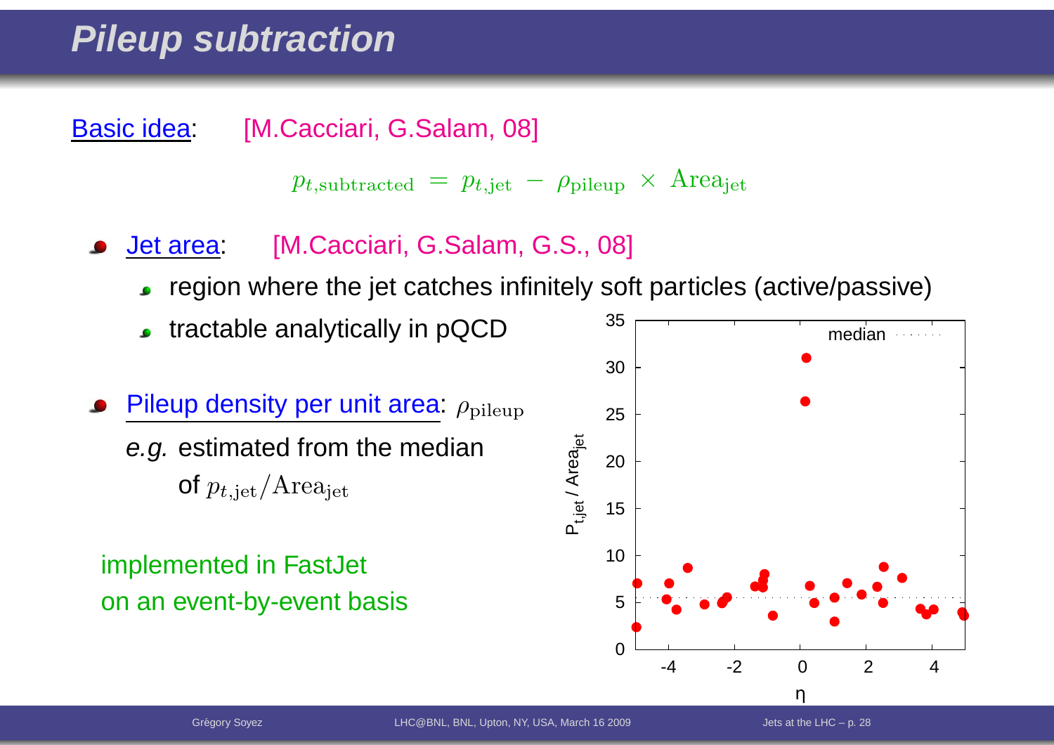# Pileup subtraction

Basic idea: [M.Cacciari, G.Salam, 08]

$$p_{t,\text{subtracted}} = p_{t,\text{jet}} - \rho_{\text{pileup}} \times \text{Area}_{\text{jet}}$$

- Jet area: [M.Cacciari, G.Salam, G.S., 08]
  - region where the jet catches infinitely soft particles (active/passive)
  - tractable analytically in pQCD
- Pileup density per unit area: $\rho_{\text{pileup}}$

  *e.g.* estimated from the median of $p_{t,\text{jet}}/\text{Area}_{\text{jet}}$

implemented in FastJet on an event-by-event basis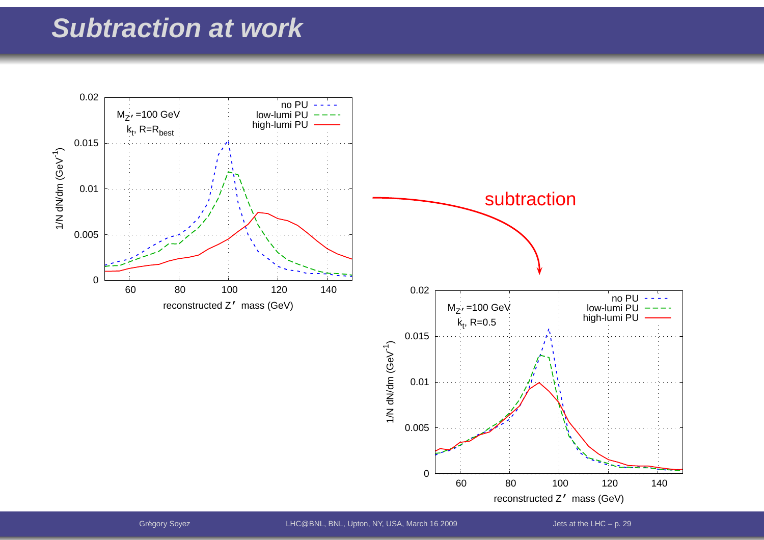# Subtraction at work

$M_{Z'}$ =100 GeV

$k_t$, R=$R_{best}$

no PU
low-lumi PU
high-lumi PU

1/N dN/dm ($GeV^{-1}$)

reconstructed Z′ mass (GeV)

subtraction

$M_{Z'}$ =100 GeV

$k_t$, R=0.5

no PU
low-lumi PU
high-lumi PU

1/N dN/dm ($GeV^{-1}$)

reconstructed Z′ mass (GeV)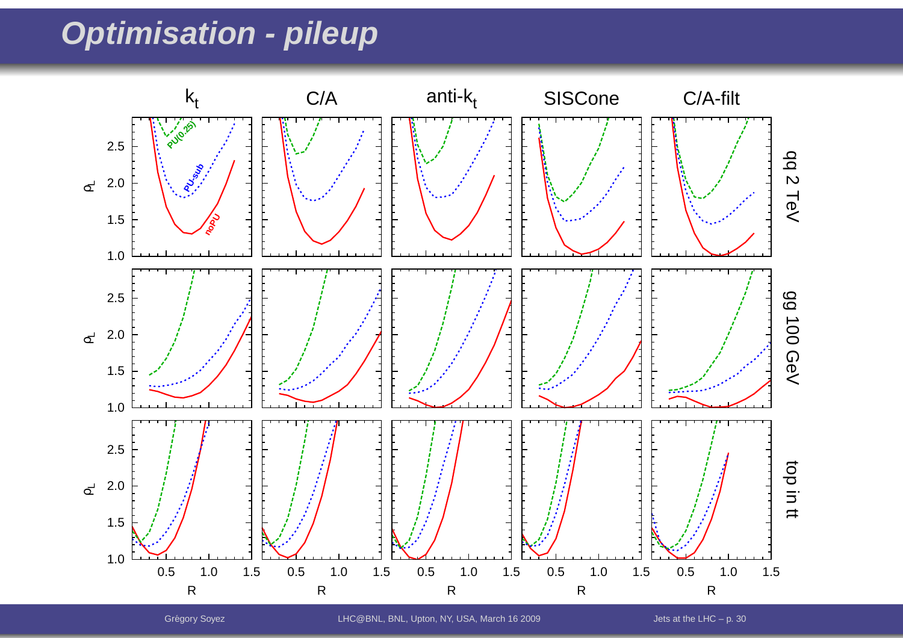# Optimisation - pileup

$k_t$ &nbsp; C/A &nbsp; anti-$k_t$ &nbsp; SISCone &nbsp; C/A-filt

qq 2 TeV

gg 100 GeV

top in tt

$\rho_L$

R

PU(0.25)

PU-sub

noPU

2.5
2.0
1.5
1.0

0.5 1.0 1.5